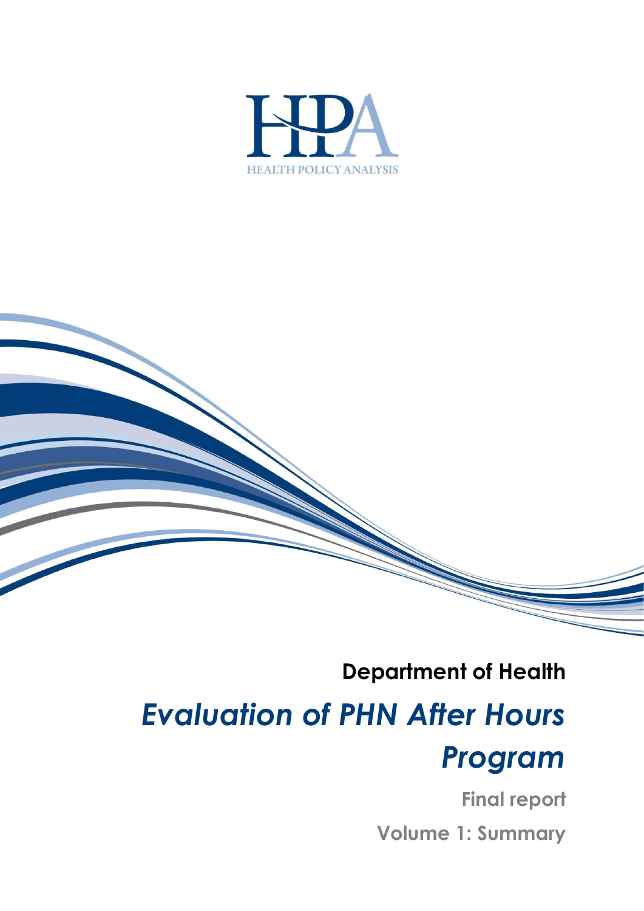HEALTH POLICY ANALYSIS

**Department of Health**

# *Evaluation of PHN After Hours Program*

**Final report**

**Volume 1: Summary**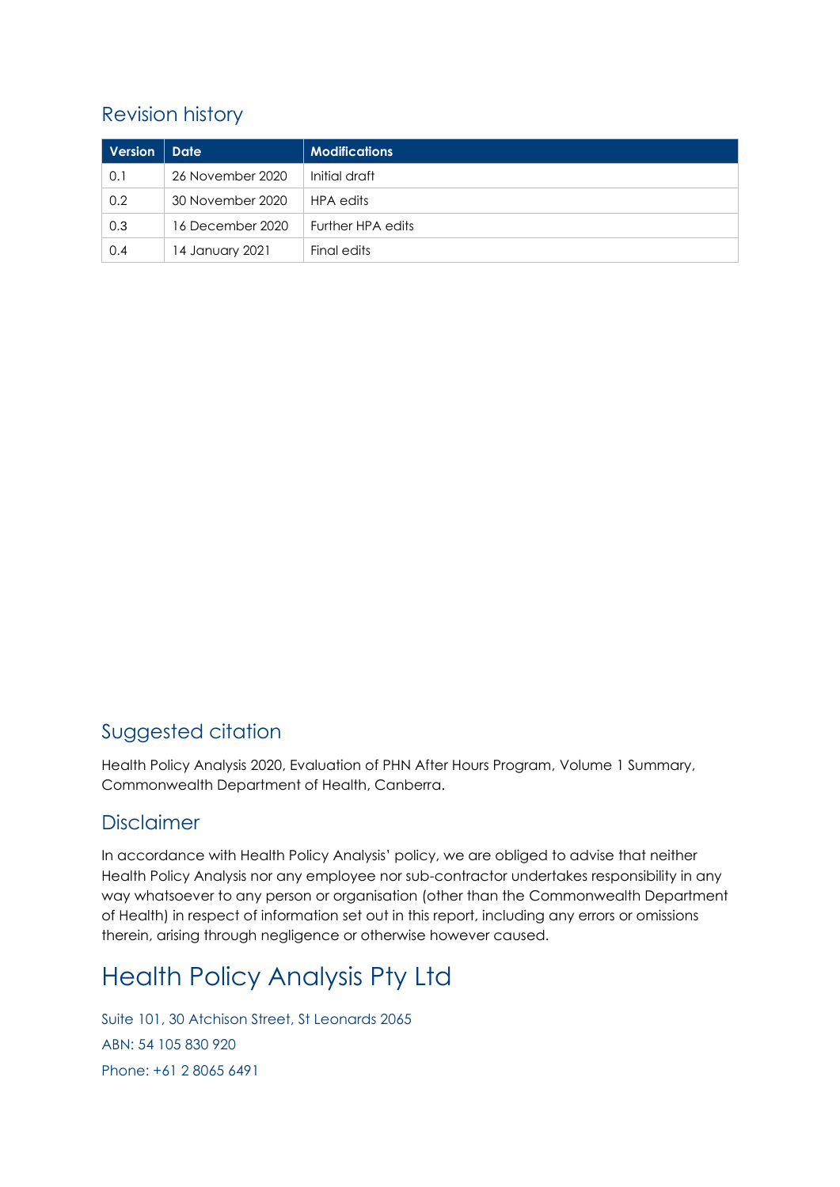## Revision history

| Version | Date | Modifications |
|---|---|---|
| 0.1 | 26 November 2020 | Initial draft |
| 0.2 | 30 November 2020 | HPA edits |
| 0.3 | 16 December 2020 | Further HPA edits |
| 0.4 | 14 January 2021 | Final edits |

## Suggested citation

Health Policy Analysis 2020, Evaluation of PHN After Hours Program, Volume 1 Summary, Commonwealth Department of Health, Canberra.

## Disclaimer

In accordance with Health Policy Analysis' policy, we are obliged to advise that neither Health Policy Analysis nor any employee nor sub-contractor undertakes responsibility in any way whatsoever to any person or organisation (other than the Commonwealth Department of Health) in respect of information set out in this report, including any errors or omissions therein, arising through negligence or otherwise however caused.

# Health Policy Analysis Pty Ltd

Suite 101, 30 Atchison Street, St Leonards 2065

ABN: 54 105 830 920

Phone: +61 2 8065 6491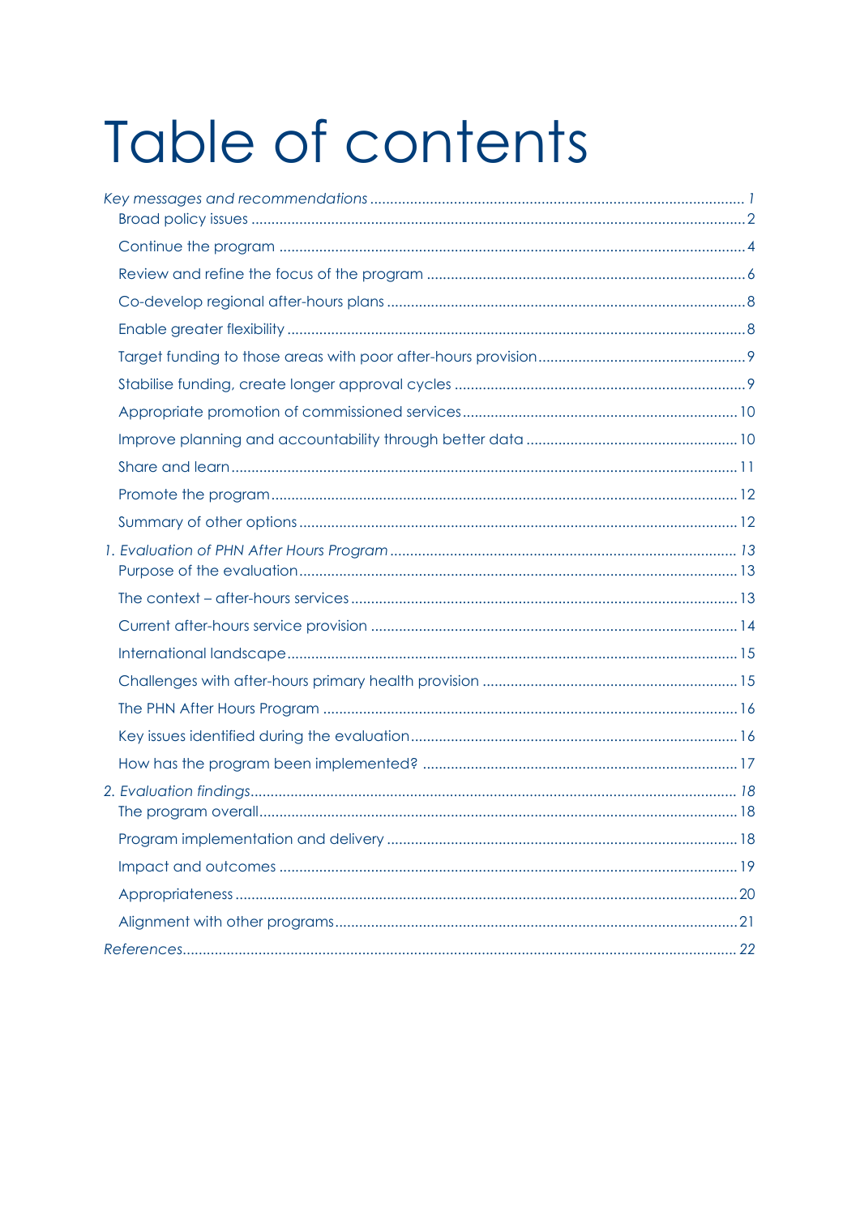# Table of contents

*Key messages and recommendations* ........ *1*

- Broad policy issues ........ 2
- Continue the program ........ 4
- Review and refine the focus of the program ........ 6
- Co-develop regional after-hours plans ........ 8
- Enable greater flexibility ........ 8
- Target funding to those areas with poor after-hours provision ........ 9
- Stabilise funding, create longer approval cycles ........ 9
- Appropriate promotion of commissioned services ........ 10
- Improve planning and accountability through better data ........ 10
- Share and learn ........ 11
- Promote the program ........ 12
- Summary of other options ........ 12

*1. Evaluation of PHN After Hours Program* ........ *13*

- Purpose of the evaluation ........ 13
- The context – after-hours services ........ 13
- Current after-hours service provision ........ 14
- International landscape ........ 15
- Challenges with after-hours primary health provision ........ 15
- The PHN After Hours Program ........ 16
- Key issues identified during the evaluation ........ 16
- How has the program been implemented? ........ 17

*2. Evaluation findings* ........ *18*

- The program overall ........ 18
- Program implementation and delivery ........ 18
- Impact and outcomes ........ 19
- Appropriateness ........ 20
- Alignment with other programs ........ 21

*References* ........ 22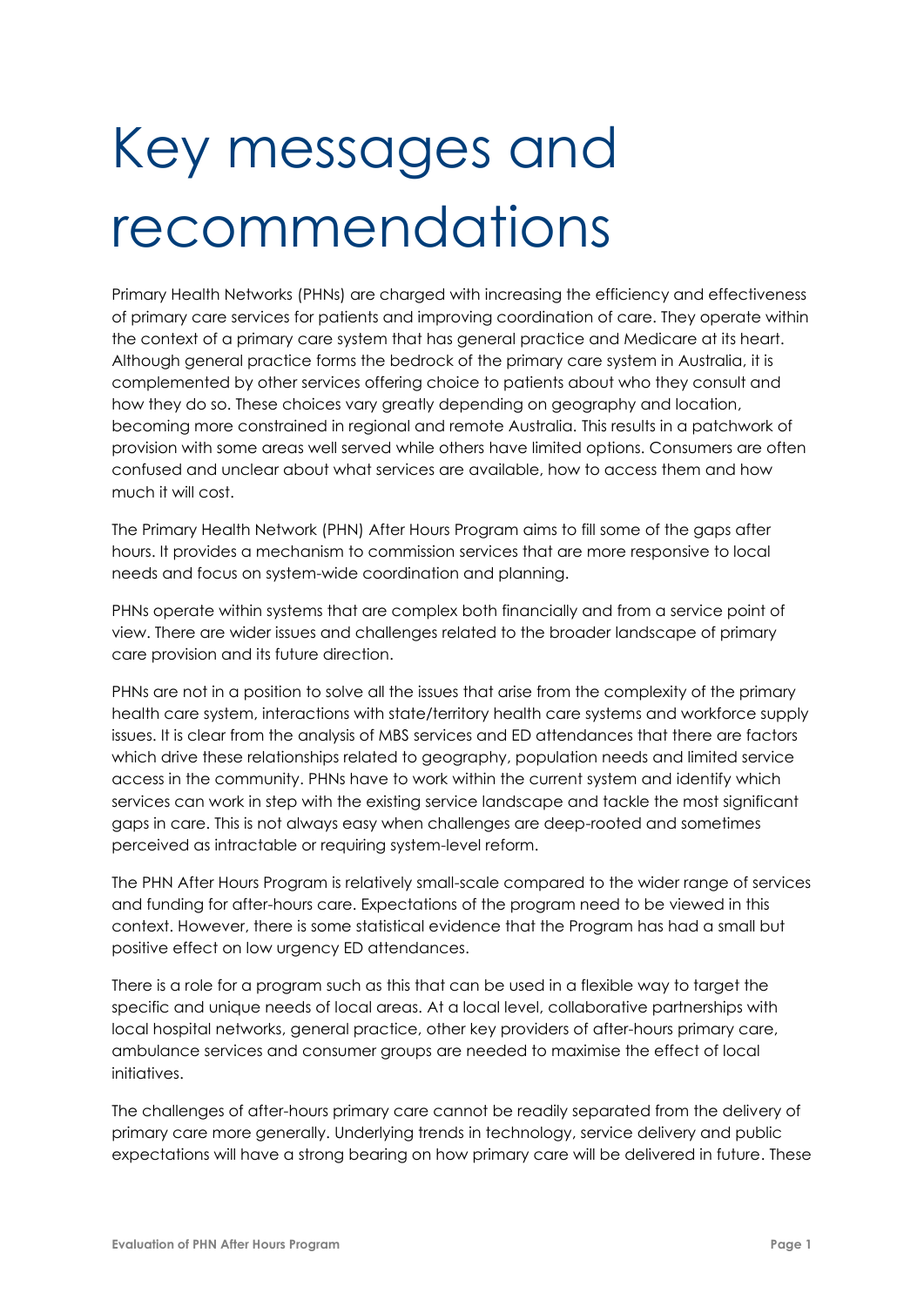# Key messages and recommendations

Primary Health Networks (PHNs) are charged with increasing the efficiency and effectiveness of primary care services for patients and improving coordination of care. They operate within the context of a primary care system that has general practice and Medicare at its heart. Although general practice forms the bedrock of the primary care system in Australia, it is complemented by other services offering choice to patients about who they consult and how they do so. These choices vary greatly depending on geography and location, becoming more constrained in regional and remote Australia. This results in a patchwork of provision with some areas well served while others have limited options. Consumers are often confused and unclear about what services are available, how to access them and how much it will cost.

The Primary Health Network (PHN) After Hours Program aims to fill some of the gaps after hours. It provides a mechanism to commission services that are more responsive to local needs and focus on system-wide coordination and planning.

PHNs operate within systems that are complex both financially and from a service point of view. There are wider issues and challenges related to the broader landscape of primary care provision and its future direction.

PHNs are not in a position to solve all the issues that arise from the complexity of the primary health care system, interactions with state/territory health care systems and workforce supply issues. It is clear from the analysis of MBS services and ED attendances that there are factors which drive these relationships related to geography, population needs and limited service access in the community. PHNs have to work within the current system and identify which services can work in step with the existing service landscape and tackle the most significant gaps in care. This is not always easy when challenges are deep-rooted and sometimes perceived as intractable or requiring system-level reform.

The PHN After Hours Program is relatively small-scale compared to the wider range of services and funding for after-hours care. Expectations of the program need to be viewed in this context. However, there is some statistical evidence that the Program has had a small but positive effect on low urgency ED attendances.

There is a role for a program such as this that can be used in a flexible way to target the specific and unique needs of local areas. At a local level, collaborative partnerships with local hospital networks, general practice, other key providers of after-hours primary care, ambulance services and consumer groups are needed to maximise the effect of local initiatives.

The challenges of after-hours primary care cannot be readily separated from the delivery of primary care more generally. Underlying trends in technology, service delivery and public expectations will have a strong bearing on how primary care will be delivered in future. These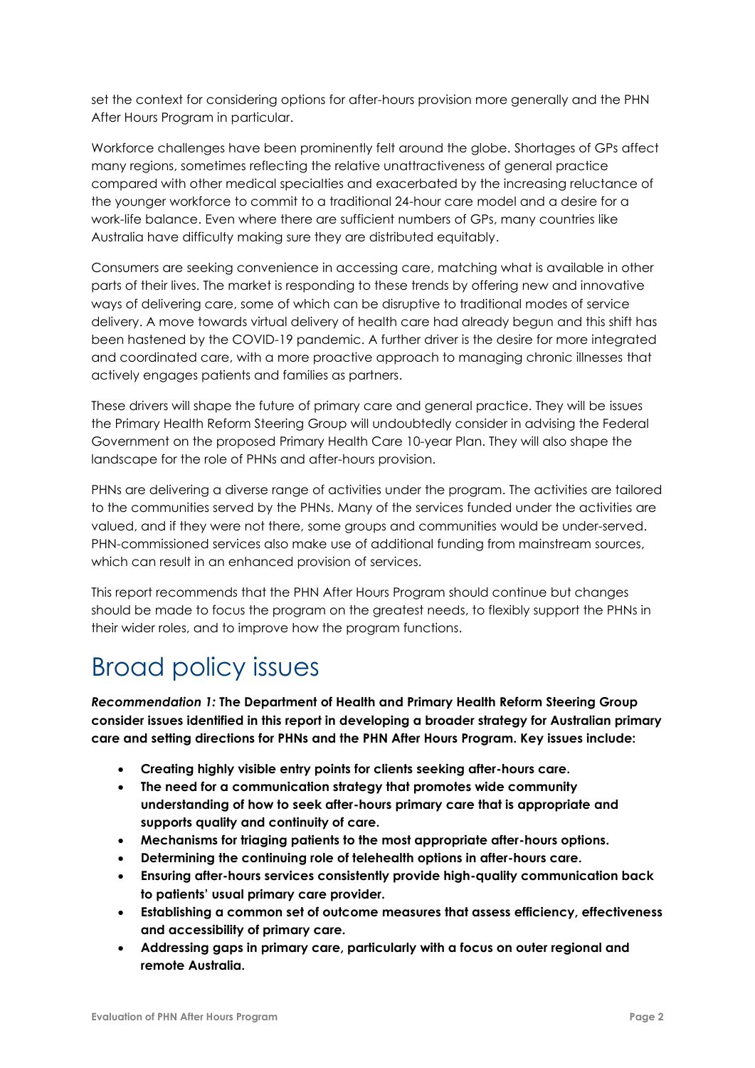set the context for considering options for after-hours provision more generally and the PHN After Hours Program in particular.

Workforce challenges have been prominently felt around the globe. Shortages of GPs affect many regions, sometimes reflecting the relative unattractiveness of general practice compared with other medical specialties and exacerbated by the increasing reluctance of the younger workforce to commit to a traditional 24-hour care model and a desire for a work-life balance. Even where there are sufficient numbers of GPs, many countries like Australia have difficulty making sure they are distributed equitably.

Consumers are seeking convenience in accessing care, matching what is available in other parts of their lives. The market is responding to these trends by offering new and innovative ways of delivering care, some of which can be disruptive to traditional modes of service delivery. A move towards virtual delivery of health care had already begun and this shift has been hastened by the COVID-19 pandemic. A further driver is the desire for more integrated and coordinated care, with a more proactive approach to managing chronic illnesses that actively engages patients and families as partners.

These drivers will shape the future of primary care and general practice. They will be issues the Primary Health Reform Steering Group will undoubtedly consider in advising the Federal Government on the proposed Primary Health Care 10-year Plan. They will also shape the landscape for the role of PHNs and after-hours provision.

PHNs are delivering a diverse range of activities under the program. The activities are tailored to the communities served by the PHNs. Many of the services funded under the activities are valued, and if they were not there, some groups and communities would be under-served. PHN-commissioned services also make use of additional funding from mainstream sources, which can result in an enhanced provision of services.

This report recommends that the PHN After Hours Program should continue but changes should be made to focus the program on the greatest needs, to flexibly support the PHNs in their wider roles, and to improve how the program functions.

# Broad policy issues

***Recommendation 1:*** **The Department of Health and Primary Health Reform Steering Group consider issues identified in this report in developing a broader strategy for Australian primary care and setting directions for PHNs and the PHN After Hours Program. Key issues include:**

- **Creating highly visible entry points for clients seeking after-hours care.**
- **The need for a communication strategy that promotes wide community understanding of how to seek after-hours primary care that is appropriate and supports quality and continuity of care.**
- **Mechanisms for triaging patients to the most appropriate after-hours options.**
- **Determining the continuing role of telehealth options in after-hours care.**
- **Ensuring after-hours services consistently provide high-quality communication back to patients' usual primary care provider.**
- **Establishing a common set of outcome measures that assess efficiency, effectiveness and accessibility of primary care.**
- **Addressing gaps in primary care, particularly with a focus on outer regional and remote Australia.**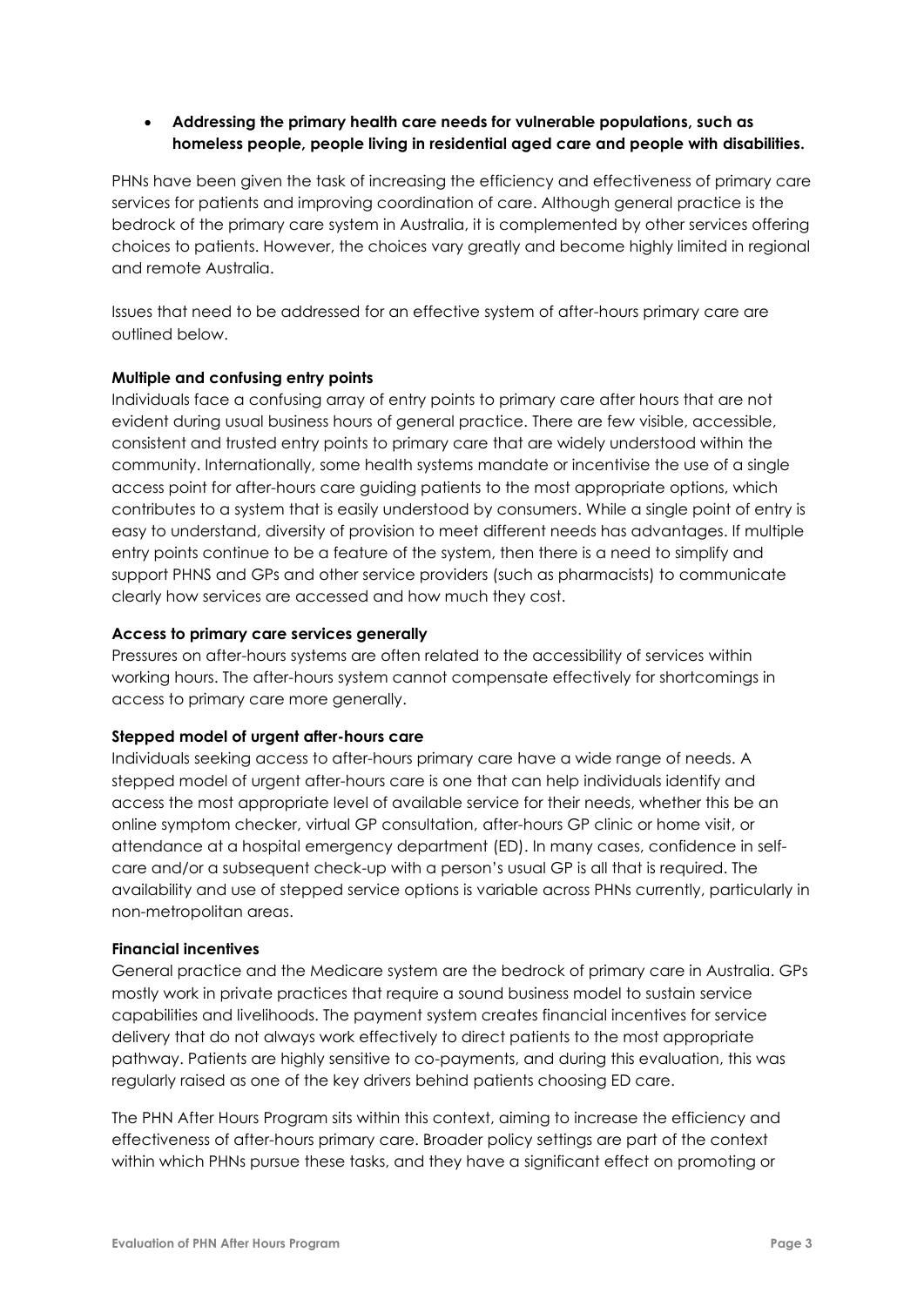- **Addressing the primary health care needs for vulnerable populations, such as homeless people, people living in residential aged care and people with disabilities.**

PHNs have been given the task of increasing the efficiency and effectiveness of primary care services for patients and improving coordination of care. Although general practice is the bedrock of the primary care system in Australia, it is complemented by other services offering choices to patients. However, the choices vary greatly and become highly limited in regional and remote Australia.

Issues that need to be addressed for an effective system of after-hours primary care are outlined below.

**Multiple and confusing entry points**

Individuals face a confusing array of entry points to primary care after hours that are not evident during usual business hours of general practice. There are few visible, accessible, consistent and trusted entry points to primary care that are widely understood within the community. Internationally, some health systems mandate or incentivise the use of a single access point for after-hours care guiding patients to the most appropriate options, which contributes to a system that is easily understood by consumers. While a single point of entry is easy to understand, diversity of provision to meet different needs has advantages. If multiple entry points continue to be a feature of the system, then there is a need to simplify and support PHNS and GPs and other service providers (such as pharmacists) to communicate clearly how services are accessed and how much they cost.

**Access to primary care services generally**

Pressures on after-hours systems are often related to the accessibility of services within working hours. The after-hours system cannot compensate effectively for shortcomings in access to primary care more generally.

**Stepped model of urgent after-hours care**

Individuals seeking access to after-hours primary care have a wide range of needs. A stepped model of urgent after-hours care is one that can help individuals identify and access the most appropriate level of available service for their needs, whether this be an online symptom checker, virtual GP consultation, after-hours GP clinic or home visit, or attendance at a hospital emergency department (ED). In many cases, confidence in self-care and/or a subsequent check-up with a person's usual GP is all that is required. The availability and use of stepped service options is variable across PHNs currently, particularly in non-metropolitan areas.

**Financial incentives**

General practice and the Medicare system are the bedrock of primary care in Australia. GPs mostly work in private practices that require a sound business model to sustain service capabilities and livelihoods. The payment system creates financial incentives for service delivery that do not always work effectively to direct patients to the most appropriate pathway. Patients are highly sensitive to co-payments, and during this evaluation, this was regularly raised as one of the key drivers behind patients choosing ED care.

The PHN After Hours Program sits within this context, aiming to increase the efficiency and effectiveness of after-hours primary care. Broader policy settings are part of the context within which PHNs pursue these tasks, and they have a significant effect on promoting or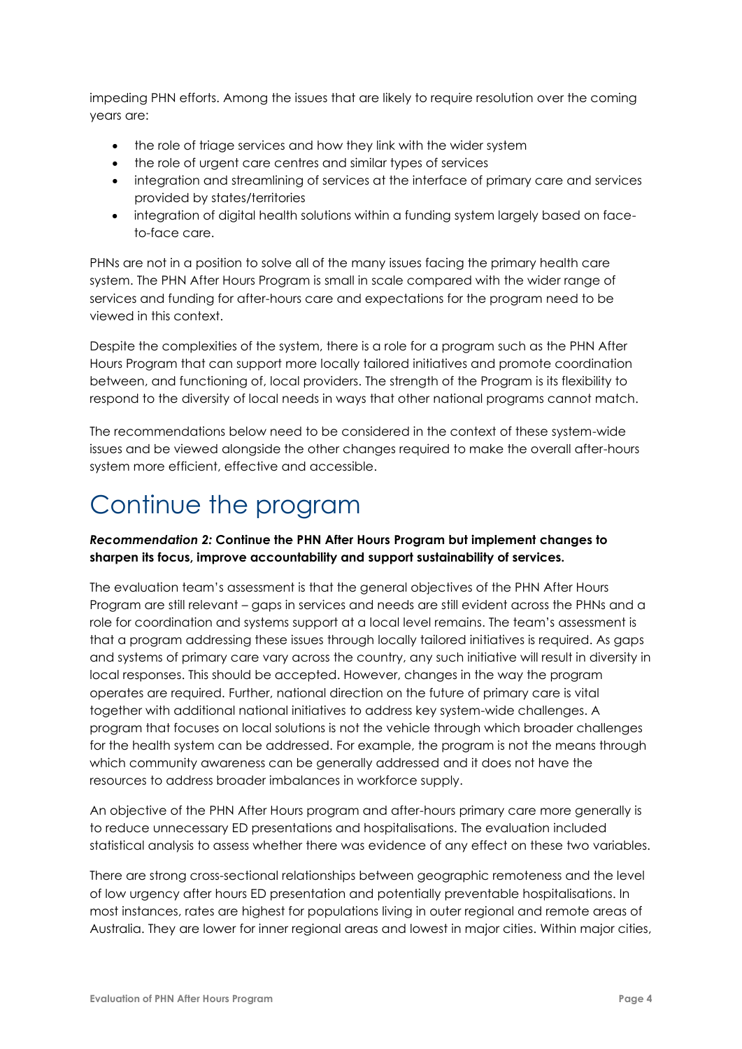impeding PHN efforts. Among the issues that are likely to require resolution over the coming years are:

- the role of triage services and how they link with the wider system
- the role of urgent care centres and similar types of services
- integration and streamlining of services at the interface of primary care and services provided by states/territories
- integration of digital health solutions within a funding system largely based on face-to-face care.

PHNs are not in a position to solve all of the many issues facing the primary health care system. The PHN After Hours Program is small in scale compared with the wider range of services and funding for after-hours care and expectations for the program need to be viewed in this context.

Despite the complexities of the system, there is a role for a program such as the PHN After Hours Program that can support more locally tailored initiatives and promote coordination between, and functioning of, local providers. The strength of the Program is its flexibility to respond to the diversity of local needs in ways that other national programs cannot match.

The recommendations below need to be considered in the context of these system-wide issues and be viewed alongside the other changes required to make the overall after-hours system more efficient, effective and accessible.

# Continue the program

***Recommendation 2:*** **Continue the PHN After Hours Program but implement changes to sharpen its focus, improve accountability and support sustainability of services.**

The evaluation team's assessment is that the general objectives of the PHN After Hours Program are still relevant – gaps in services and needs are still evident across the PHNs and a role for coordination and systems support at a local level remains. The team's assessment is that a program addressing these issues through locally tailored initiatives is required. As gaps and systems of primary care vary across the country, any such initiative will result in diversity in local responses. This should be accepted. However, changes in the way the program operates are required. Further, national direction on the future of primary care is vital together with additional national initiatives to address key system-wide challenges. A program that focuses on local solutions is not the vehicle through which broader challenges for the health system can be addressed. For example, the program is not the means through which community awareness can be generally addressed and it does not have the resources to address broader imbalances in workforce supply.

An objective of the PHN After Hours program and after-hours primary care more generally is to reduce unnecessary ED presentations and hospitalisations. The evaluation included statistical analysis to assess whether there was evidence of any effect on these two variables.

There are strong cross-sectional relationships between geographic remoteness and the level of low urgency after hours ED presentation and potentially preventable hospitalisations. In most instances, rates are highest for populations living in outer regional and remote areas of Australia. They are lower for inner regional areas and lowest in major cities. Within major cities,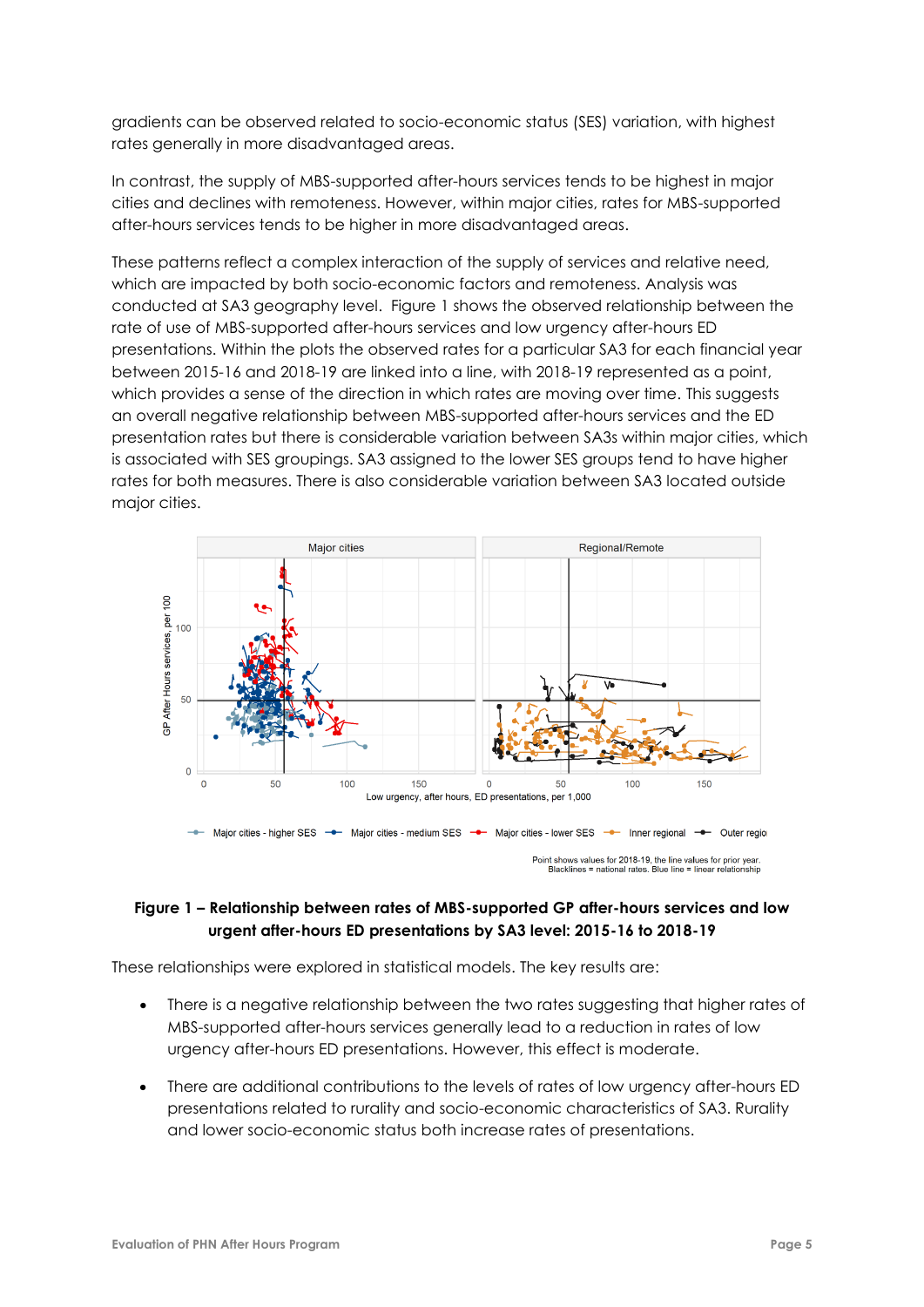gradients can be observed related to socio-economic status (SES) variation, with highest rates generally in more disadvantaged areas.

In contrast, the supply of MBS-supported after-hours services tends to be highest in major cities and declines with remoteness. However, within major cities, rates for MBS-supported after-hours services tends to be higher in more disadvantaged areas.

These patterns reflect a complex interaction of the supply of services and relative need, which are impacted by both socio-economic factors and remoteness. Analysis was conducted at SA3 geography level. Figure 1 shows the observed relationship between the rate of use of MBS-supported after-hours services and low urgency after-hours ED presentations. Within the plots the observed rates for a particular SA3 for each financial year between 2015-16 and 2018-19 are linked into a line, with 2018-19 represented as a point, which provides a sense of the direction in which rates are moving over time. This suggests an overall negative relationship between MBS-supported after-hours services and the ED presentation rates but there is considerable variation between SA3s within major cities, which is associated with SES groupings. SA3 assigned to the lower SES groups tend to have higher rates for both measures. There is also considerable variation between SA3 located outside major cities.

**Figure 1 – Relationship between rates of MBS-supported GP after-hours services and low urgent after-hours ED presentations by SA3 level: 2015-16 to 2018-19**

These relationships were explored in statistical models. The key results are:

- There is a negative relationship between the two rates suggesting that higher rates of MBS-supported after-hours services generally lead to a reduction in rates of low urgency after-hours ED presentations. However, this effect is moderate.
- There are additional contributions to the levels of rates of low urgency after-hours ED presentations related to rurality and socio-economic characteristics of SA3. Rurality and lower socio-economic status both increase rates of presentations.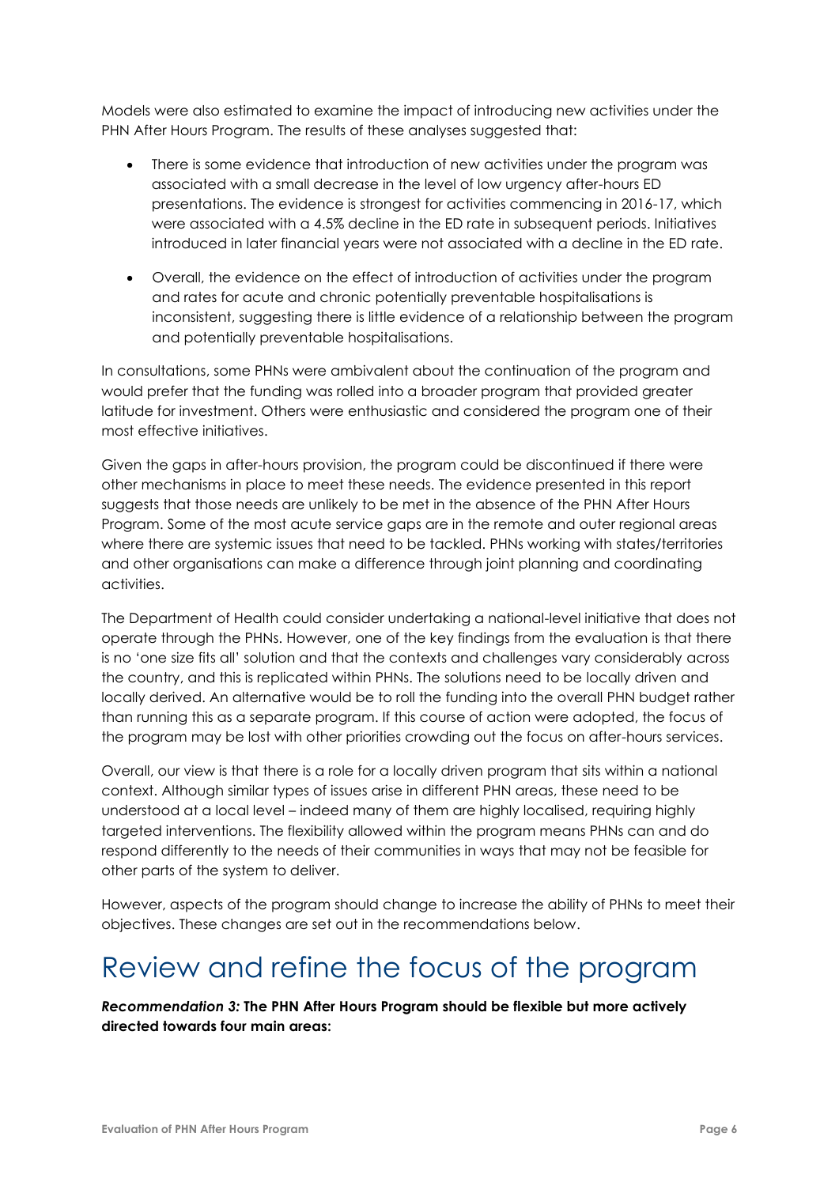Models were also estimated to examine the impact of introducing new activities under the PHN After Hours Program. The results of these analyses suggested that:

- There is some evidence that introduction of new activities under the program was associated with a small decrease in the level of low urgency after-hours ED presentations. The evidence is strongest for activities commencing in 2016-17, which were associated with a 4.5% decline in the ED rate in subsequent periods. Initiatives introduced in later financial years were not associated with a decline in the ED rate.
- Overall, the evidence on the effect of introduction of activities under the program and rates for acute and chronic potentially preventable hospitalisations is inconsistent, suggesting there is little evidence of a relationship between the program and potentially preventable hospitalisations.

In consultations, some PHNs were ambivalent about the continuation of the program and would prefer that the funding was rolled into a broader program that provided greater latitude for investment. Others were enthusiastic and considered the program one of their most effective initiatives.

Given the gaps in after-hours provision, the program could be discontinued if there were other mechanisms in place to meet these needs. The evidence presented in this report suggests that those needs are unlikely to be met in the absence of the PHN After Hours Program. Some of the most acute service gaps are in the remote and outer regional areas where there are systemic issues that need to be tackled. PHNs working with states/territories and other organisations can make a difference through joint planning and coordinating activities.

The Department of Health could consider undertaking a national-level initiative that does not operate through the PHNs. However, one of the key findings from the evaluation is that there is no 'one size fits all' solution and that the contexts and challenges vary considerably across the country, and this is replicated within PHNs. The solutions need to be locally driven and locally derived. An alternative would be to roll the funding into the overall PHN budget rather than running this as a separate program. If this course of action were adopted, the focus of the program may be lost with other priorities crowding out the focus on after-hours services.

Overall, our view is that there is a role for a locally driven program that sits within a national context. Although similar types of issues arise in different PHN areas, these need to be understood at a local level – indeed many of them are highly localised, requiring highly targeted interventions. The flexibility allowed within the program means PHNs can and do respond differently to the needs of their communities in ways that may not be feasible for other parts of the system to deliver.

However, aspects of the program should change to increase the ability of PHNs to meet their objectives. These changes are set out in the recommendations below.

# Review and refine the focus of the program

***Recommendation 3:*** **The PHN After Hours Program should be flexible but more actively directed towards four main areas:**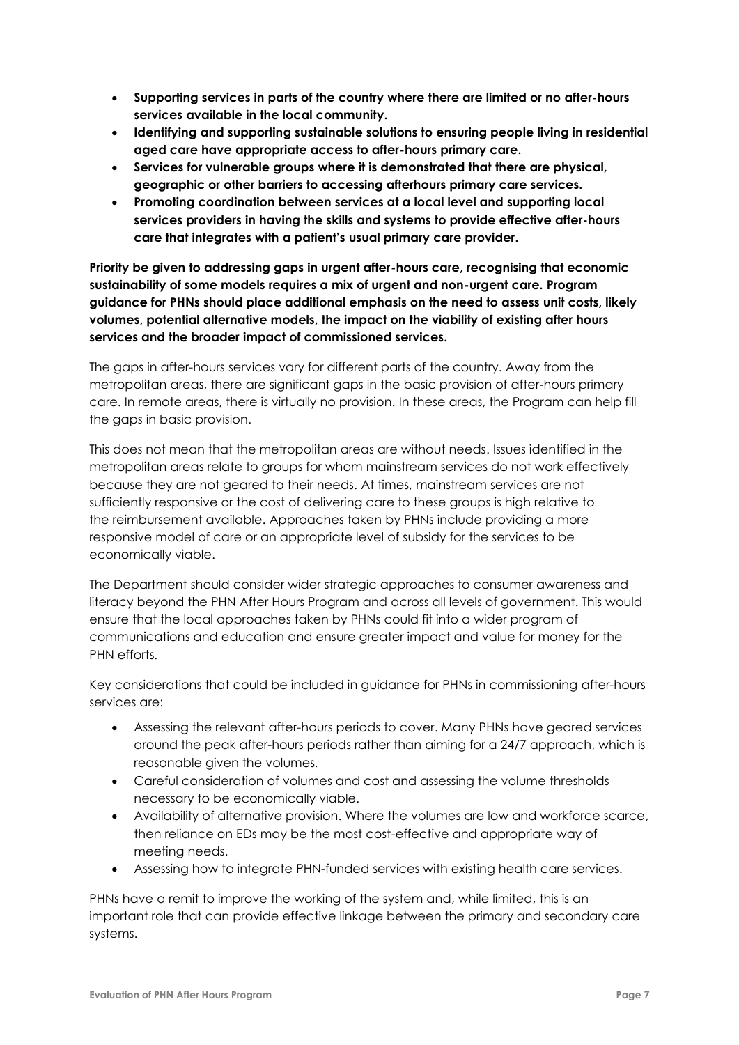- **Supporting services in parts of the country where there are limited or no after-hours services available in the local community.**
- **Identifying and supporting sustainable solutions to ensuring people living in residential aged care have appropriate access to after-hours primary care.**
- **Services for vulnerable groups where it is demonstrated that there are physical, geographic or other barriers to accessing afterhours primary care services.**
- **Promoting coordination between services at a local level and supporting local services providers in having the skills and systems to provide effective after-hours care that integrates with a patient's usual primary care provider.**

**Priority be given to addressing gaps in urgent after-hours care, recognising that economic sustainability of some models requires a mix of urgent and non-urgent care. Program guidance for PHNs should place additional emphasis on the need to assess unit costs, likely volumes, potential alternative models, the impact on the viability of existing after hours services and the broader impact of commissioned services.**

The gaps in after-hours services vary for different parts of the country. Away from the metropolitan areas, there are significant gaps in the basic provision of after-hours primary care. In remote areas, there is virtually no provision. In these areas, the Program can help fill the gaps in basic provision.

This does not mean that the metropolitan areas are without needs. Issues identified in the metropolitan areas relate to groups for whom mainstream services do not work effectively because they are not geared to their needs. At times, mainstream services are not sufficiently responsive or the cost of delivering care to these groups is high relative to the reimbursement available. Approaches taken by PHNs include providing a more responsive model of care or an appropriate level of subsidy for the services to be economically viable.

The Department should consider wider strategic approaches to consumer awareness and literacy beyond the PHN After Hours Program and across all levels of government. This would ensure that the local approaches taken by PHNs could fit into a wider program of communications and education and ensure greater impact and value for money for the PHN efforts.

Key considerations that could be included in guidance for PHNs in commissioning after-hours services are:

- Assessing the relevant after-hours periods to cover. Many PHNs have geared services around the peak after-hours periods rather than aiming for a 24/7 approach, which is reasonable given the volumes.
- Careful consideration of volumes and cost and assessing the volume thresholds necessary to be economically viable.
- Availability of alternative provision. Where the volumes are low and workforce scarce, then reliance on EDs may be the most cost-effective and appropriate way of meeting needs.
- Assessing how to integrate PHN-funded services with existing health care services.

PHNs have a remit to improve the working of the system and, while limited, this is an important role that can provide effective linkage between the primary and secondary care systems.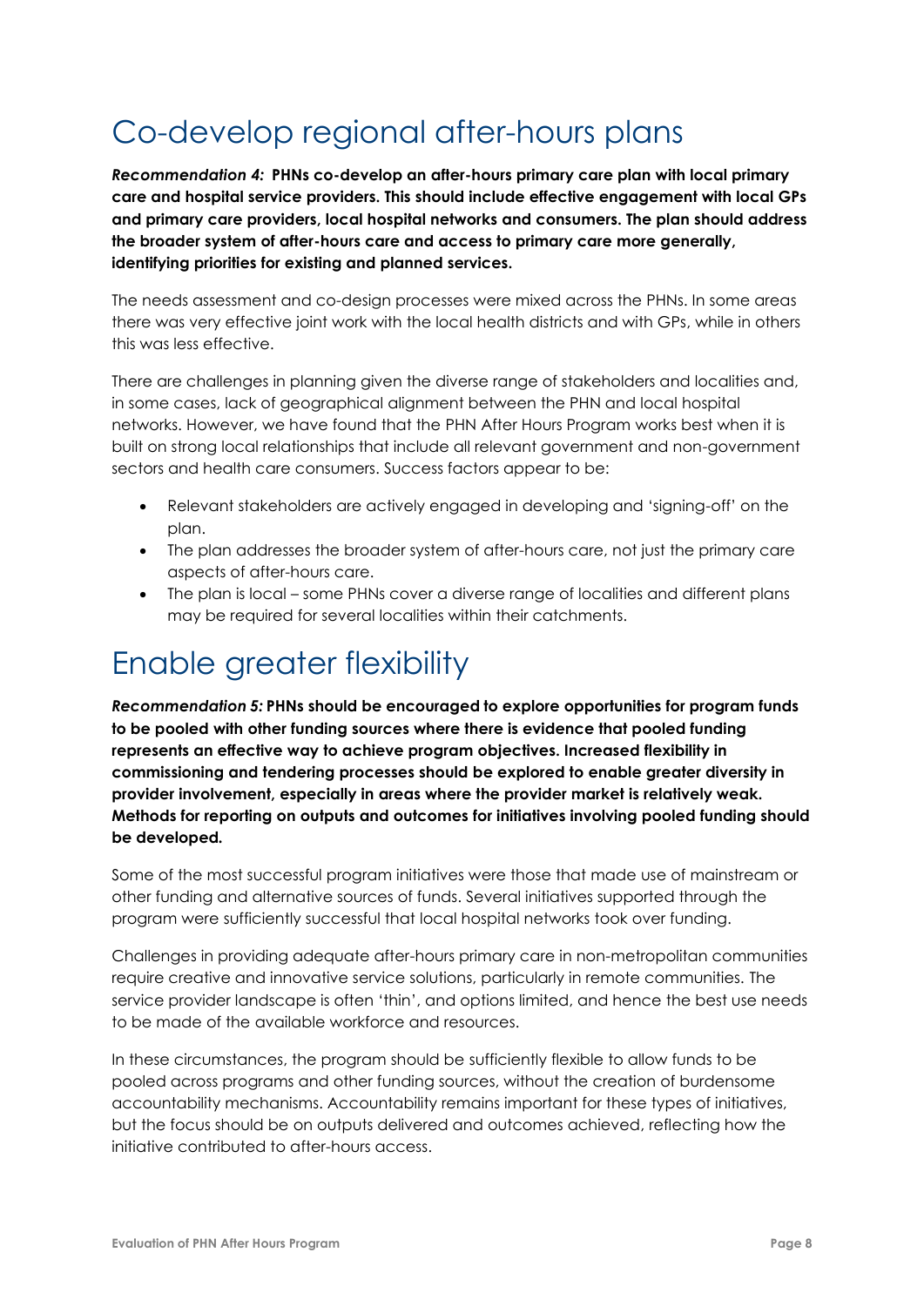# Co-develop regional after-hours plans

***Recommendation 4:*** **PHNs co-develop an after-hours primary care plan with local primary care and hospital service providers. This should include effective engagement with local GPs and primary care providers, local hospital networks and consumers. The plan should address the broader system of after-hours care and access to primary care more generally, identifying priorities for existing and planned services.**

The needs assessment and co-design processes were mixed across the PHNs. In some areas there was very effective joint work with the local health districts and with GPs, while in others this was less effective.

There are challenges in planning given the diverse range of stakeholders and localities and, in some cases, lack of geographical alignment between the PHN and local hospital networks. However, we have found that the PHN After Hours Program works best when it is built on strong local relationships that include all relevant government and non-government sectors and health care consumers. Success factors appear to be:

- Relevant stakeholders are actively engaged in developing and 'signing-off' on the plan.
- The plan addresses the broader system of after-hours care, not just the primary care aspects of after-hours care.
- The plan is local – some PHNs cover a diverse range of localities and different plans may be required for several localities within their catchments.

# Enable greater flexibility

***Recommendation 5:*** **PHNs should be encouraged to explore opportunities for program funds to be pooled with other funding sources where there is evidence that pooled funding represents an effective way to achieve program objectives. Increased flexibility in commissioning and tendering processes should be explored to enable greater diversity in provider involvement, especially in areas where the provider market is relatively weak. Methods for reporting on outputs and outcomes for initiatives involving pooled funding should be developed.**

Some of the most successful program initiatives were those that made use of mainstream or other funding and alternative sources of funds. Several initiatives supported through the program were sufficiently successful that local hospital networks took over funding.

Challenges in providing adequate after-hours primary care in non-metropolitan communities require creative and innovative service solutions, particularly in remote communities. The service provider landscape is often 'thin', and options limited, and hence the best use needs to be made of the available workforce and resources.

In these circumstances, the program should be sufficiently flexible to allow funds to be pooled across programs and other funding sources, without the creation of burdensome accountability mechanisms. Accountability remains important for these types of initiatives, but the focus should be on outputs delivered and outcomes achieved, reflecting how the initiative contributed to after-hours access.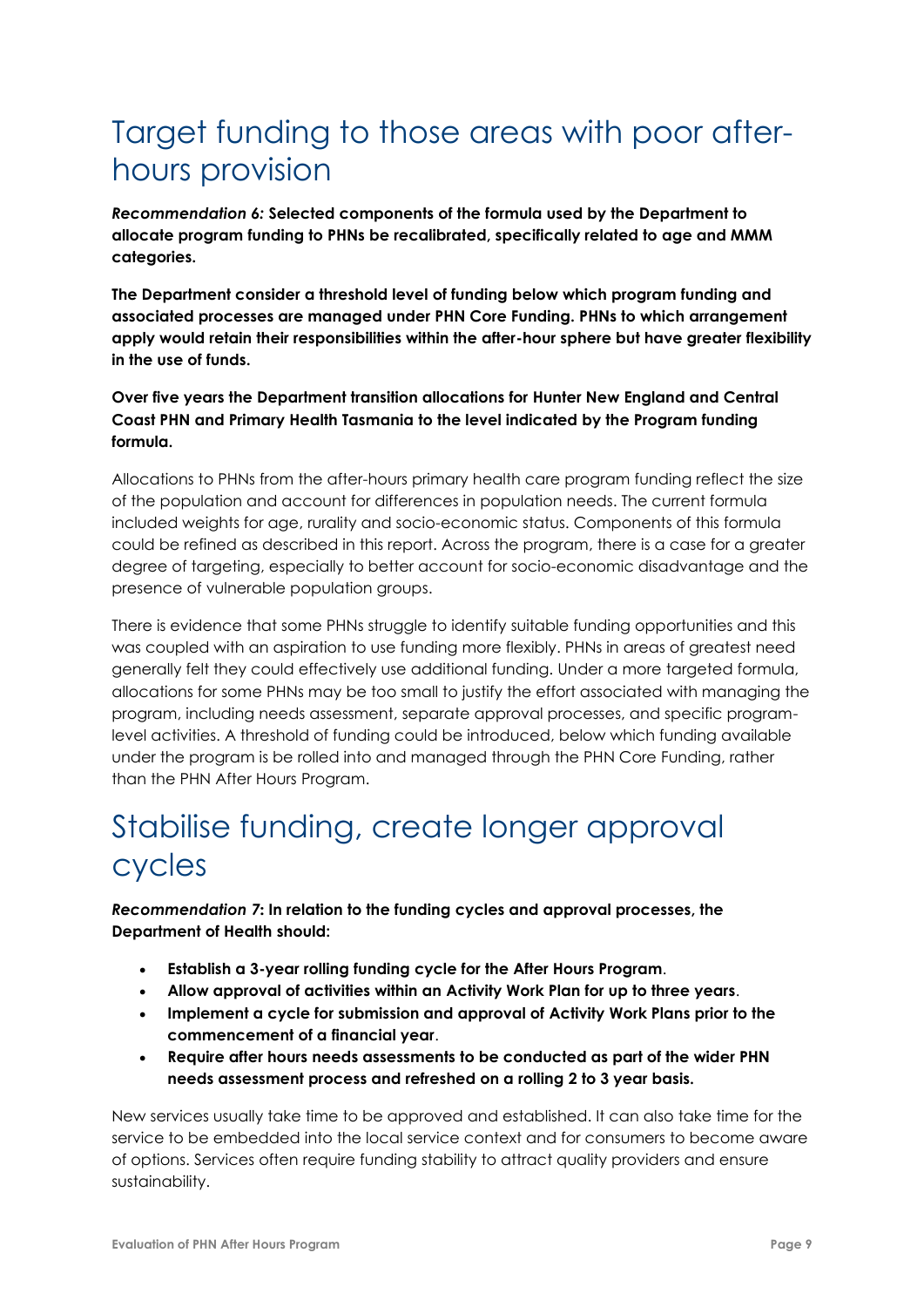## Target funding to those areas with poor after-hours provision

***Recommendation 6:* Selected components of the formula used by the Department to allocate program funding to PHNs be recalibrated, specifically related to age and MMM categories.**

**The Department consider a threshold level of funding below which program funding and associated processes are managed under PHN Core Funding. PHNs to which arrangement apply would retain their responsibilities within the after-hour sphere but have greater flexibility in the use of funds.**

**Over five years the Department transition allocations for Hunter New England and Central Coast PHN and Primary Health Tasmania to the level indicated by the Program funding formula.**

Allocations to PHNs from the after-hours primary health care program funding reflect the size of the population and account for differences in population needs. The current formula included weights for age, rurality and socio-economic status. Components of this formula could be refined as described in this report. Across the program, there is a case for a greater degree of targeting, especially to better account for socio-economic disadvantage and the presence of vulnerable population groups.

There is evidence that some PHNs struggle to identify suitable funding opportunities and this was coupled with an aspiration to use funding more flexibly. PHNs in areas of greatest need generally felt they could effectively use additional funding. Under a more targeted formula, allocations for some PHNs may be too small to justify the effort associated with managing the program, including needs assessment, separate approval processes, and specific program-level activities. A threshold of funding could be introduced, below which funding available under the program is be rolled into and managed through the PHN Core Funding, rather than the PHN After Hours Program.

## Stabilise funding, create longer approval cycles

***Recommendation 7*: In relation to the funding cycles and approval processes, the Department of Health should:**

- **Establish a 3-year rolling funding cycle for the After Hours Program**.
- **Allow approval of activities within an Activity Work Plan for up to three years**.
- **Implement a cycle for submission and approval of Activity Work Plans prior to the commencement of a financial year**.
- **Require after hours needs assessments to be conducted as part of the wider PHN needs assessment process and refreshed on a rolling 2 to 3 year basis.**

New services usually take time to be approved and established. It can also take time for the service to be embedded into the local service context and for consumers to become aware of options. Services often require funding stability to attract quality providers and ensure sustainability.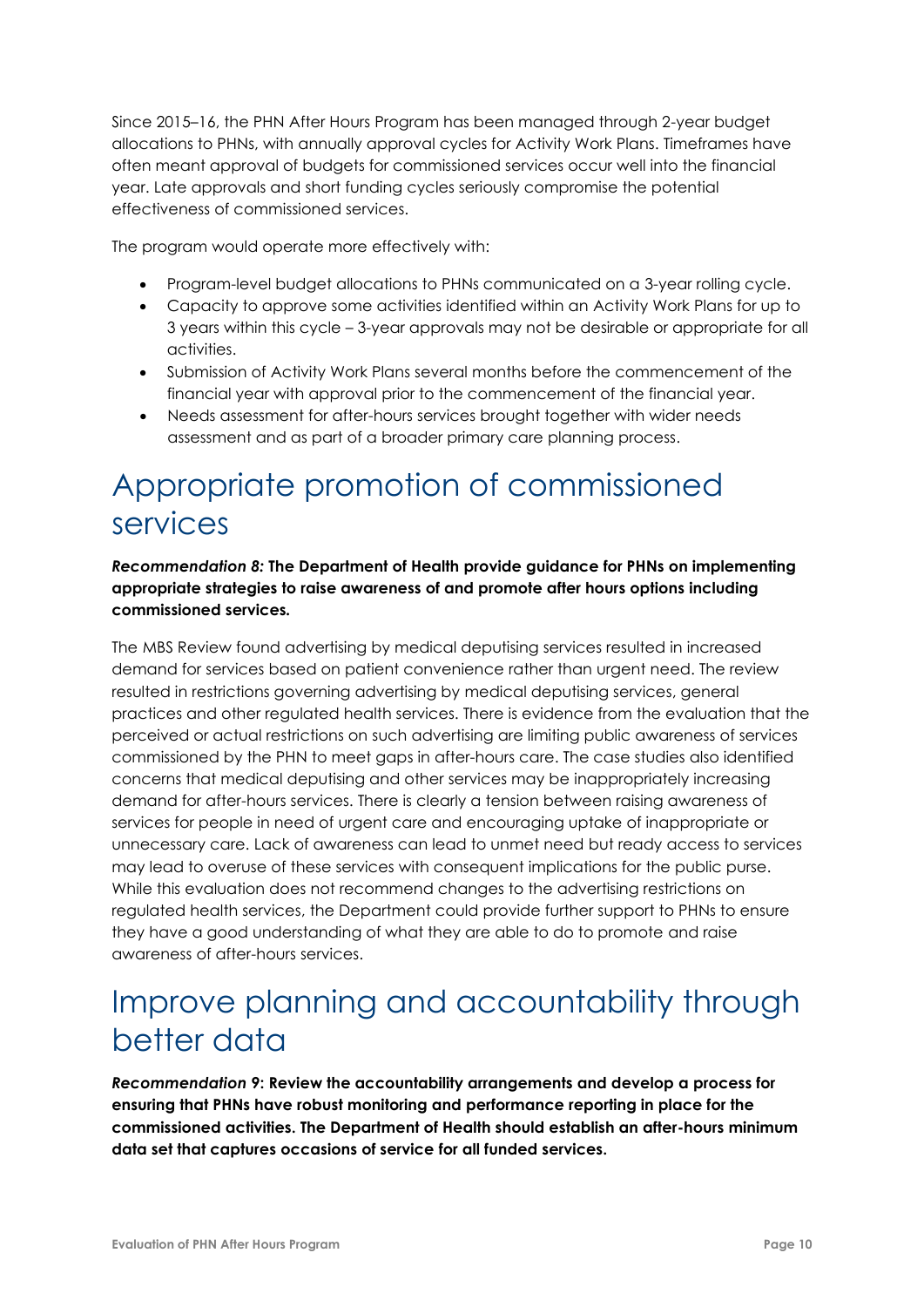Since 2015–16, the PHN After Hours Program has been managed through 2-year budget allocations to PHNs, with annually approval cycles for Activity Work Plans. Timeframes have often meant approval of budgets for commissioned services occur well into the financial year. Late approvals and short funding cycles seriously compromise the potential effectiveness of commissioned services.

The program would operate more effectively with:

- Program-level budget allocations to PHNs communicated on a 3-year rolling cycle.
- Capacity to approve some activities identified within an Activity Work Plans for up to 3 years within this cycle – 3-year approvals may not be desirable or appropriate for all activities.
- Submission of Activity Work Plans several months before the commencement of the financial year with approval prior to the commencement of the financial year.
- Needs assessment for after-hours services brought together with wider needs assessment and as part of a broader primary care planning process.

# Appropriate promotion of commissioned services

***Recommendation 8:*** **The Department of Health provide guidance for PHNs on implementing appropriate strategies to raise awareness of and promote after hours options including commissioned services.**

The MBS Review found advertising by medical deputising services resulted in increased demand for services based on patient convenience rather than urgent need. The review resulted in restrictions governing advertising by medical deputising services, general practices and other regulated health services. There is evidence from the evaluation that the perceived or actual restrictions on such advertising are limiting public awareness of services commissioned by the PHN to meet gaps in after-hours care. The case studies also identified concerns that medical deputising and other services may be inappropriately increasing demand for after-hours services. There is clearly a tension between raising awareness of services for people in need of urgent care and encouraging uptake of inappropriate or unnecessary care. Lack of awareness can lead to unmet need but ready access to services may lead to overuse of these services with consequent implications for the public purse. While this evaluation does not recommend changes to the advertising restrictions on regulated health services, the Department could provide further support to PHNs to ensure they have a good understanding of what they are able to do to promote and raise awareness of after-hours services.

# Improve planning and accountability through better data

***Recommendation 9*****: Review the accountability arrangements and develop a process for ensuring that PHNs have robust monitoring and performance reporting in place for the commissioned activities. The Department of Health should establish an after-hours minimum data set that captures occasions of service for all funded services.**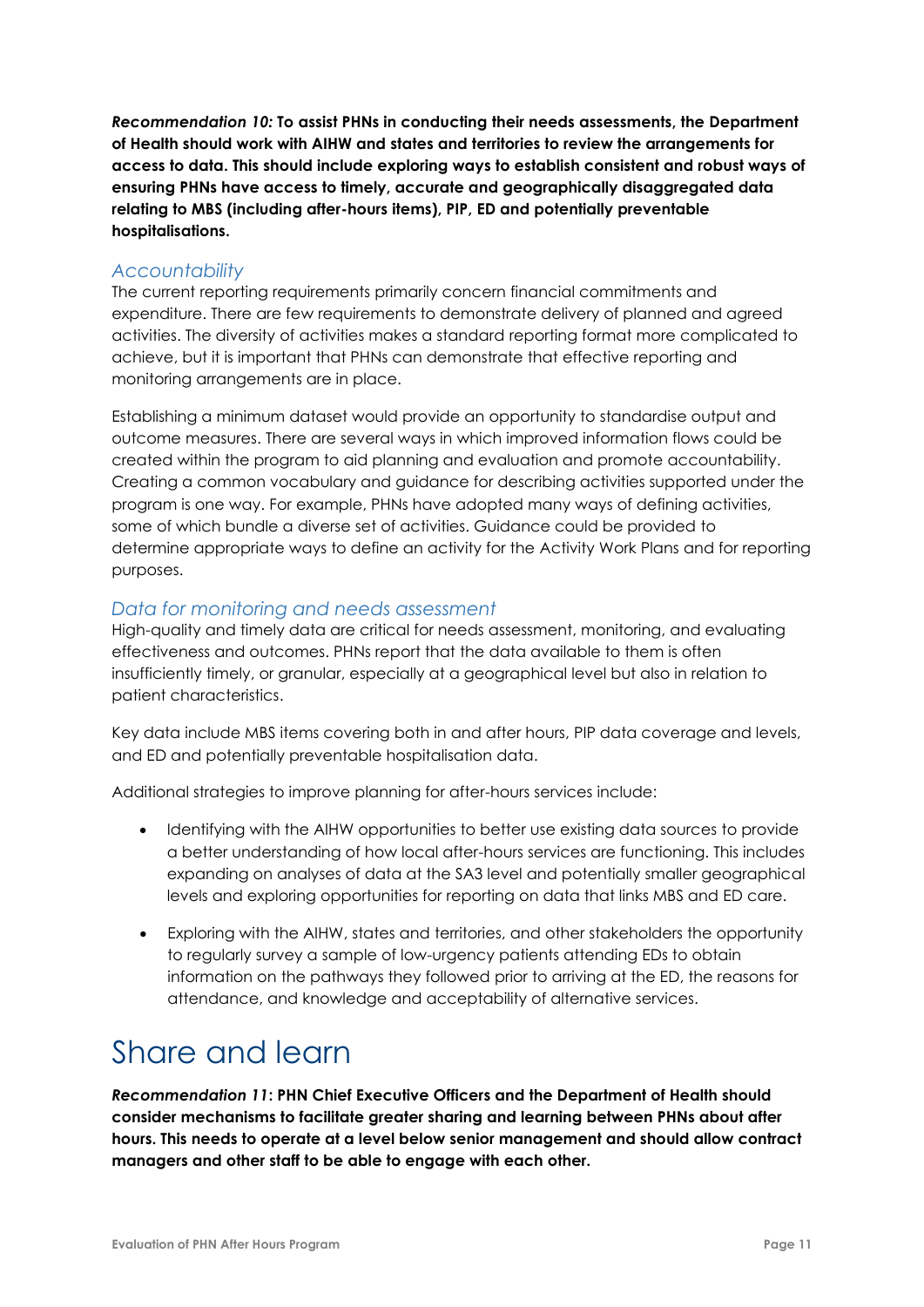***Recommendation 10:*** **To assist PHNs in conducting their needs assessments, the Department of Health should work with AIHW and states and territories to review the arrangements for access to data. This should include exploring ways to establish consistent and robust ways of ensuring PHNs have access to timely, accurate and geographically disaggregated data relating to MBS (including after-hours items), PIP, ED and potentially preventable hospitalisations.**

### *Accountability*

The current reporting requirements primarily concern financial commitments and expenditure. There are few requirements to demonstrate delivery of planned and agreed activities. The diversity of activities makes a standard reporting format more complicated to achieve, but it is important that PHNs can demonstrate that effective reporting and monitoring arrangements are in place.

Establishing a minimum dataset would provide an opportunity to standardise output and outcome measures. There are several ways in which improved information flows could be created within the program to aid planning and evaluation and promote accountability. Creating a common vocabulary and guidance for describing activities supported under the program is one way. For example, PHNs have adopted many ways of defining activities, some of which bundle a diverse set of activities. Guidance could be provided to determine appropriate ways to define an activity for the Activity Work Plans and for reporting purposes.

### *Data for monitoring and needs assessment*

High-quality and timely data are critical for needs assessment, monitoring, and evaluating effectiveness and outcomes. PHNs report that the data available to them is often insufficiently timely, or granular, especially at a geographical level but also in relation to patient characteristics.

Key data include MBS items covering both in and after hours, PIP data coverage and levels, and ED and potentially preventable hospitalisation data.

Additional strategies to improve planning for after-hours services include:

- Identifying with the AIHW opportunities to better use existing data sources to provide a better understanding of how local after-hours services are functioning. This includes expanding on analyses of data at the SA3 level and potentially smaller geographical levels and exploring opportunities for reporting on data that links MBS and ED care.
- Exploring with the AIHW, states and territories, and other stakeholders the opportunity to regularly survey a sample of low-urgency patients attending EDs to obtain information on the pathways they followed prior to arriving at the ED, the reasons for attendance, and knowledge and acceptability of alternative services.

# Share and learn

***Recommendation 11*****: PHN Chief Executive Officers and the Department of Health should consider mechanisms to facilitate greater sharing and learning between PHNs about after hours. This needs to operate at a level below senior management and should allow contract managers and other staff to be able to engage with each other.**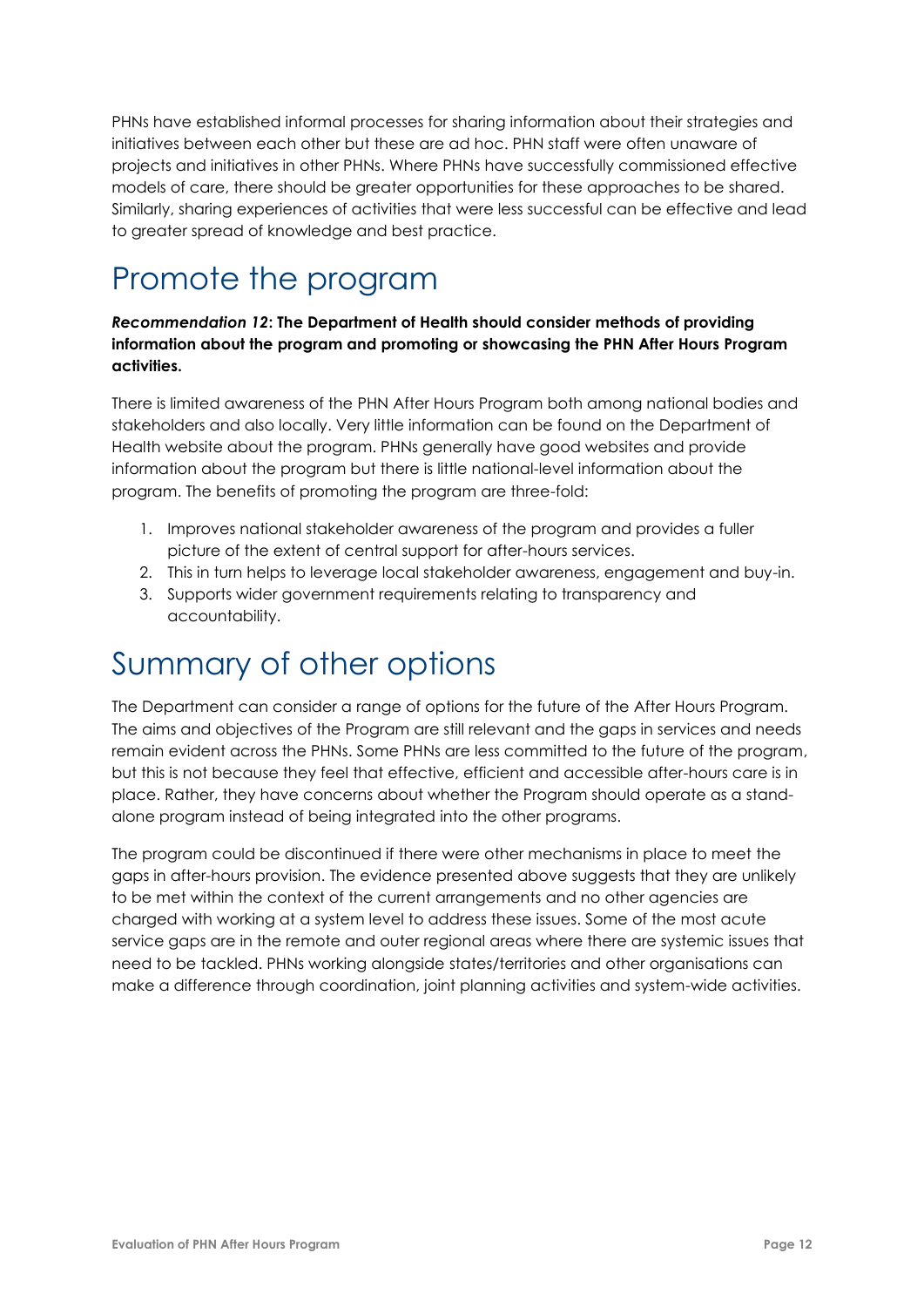PHNs have established informal processes for sharing information about their strategies and initiatives between each other but these are ad hoc. PHN staff were often unaware of projects and initiatives in other PHNs. Where PHNs have successfully commissioned effective models of care, there should be greater opportunities for these approaches to be shared. Similarly, sharing experiences of activities that were less successful can be effective and lead to greater spread of knowledge and best practice.

# Promote the program

***Recommendation 12*****: The Department of Health should consider methods of providing information about the program and promoting or showcasing the PHN After Hours Program activities.**

There is limited awareness of the PHN After Hours Program both among national bodies and stakeholders and also locally. Very little information can be found on the Department of Health website about the program. PHNs generally have good websites and provide information about the program but there is little national-level information about the program. The benefits of promoting the program are three-fold:

1. Improves national stakeholder awareness of the program and provides a fuller picture of the extent of central support for after-hours services.
2. This in turn helps to leverage local stakeholder awareness, engagement and buy-in.
3. Supports wider government requirements relating to transparency and accountability.

# Summary of other options

The Department can consider a range of options for the future of the After Hours Program. The aims and objectives of the Program are still relevant and the gaps in services and needs remain evident across the PHNs. Some PHNs are less committed to the future of the program, but this is not because they feel that effective, efficient and accessible after-hours care is in place. Rather, they have concerns about whether the Program should operate as a stand-alone program instead of being integrated into the other programs.

The program could be discontinued if there were other mechanisms in place to meet the gaps in after-hours provision. The evidence presented above suggests that they are unlikely to be met within the context of the current arrangements and no other agencies are charged with working at a system level to address these issues. Some of the most acute service gaps are in the remote and outer regional areas where there are systemic issues that need to be tackled. PHNs working alongside states/territories and other organisations can make a difference through coordination, joint planning activities and system-wide activities.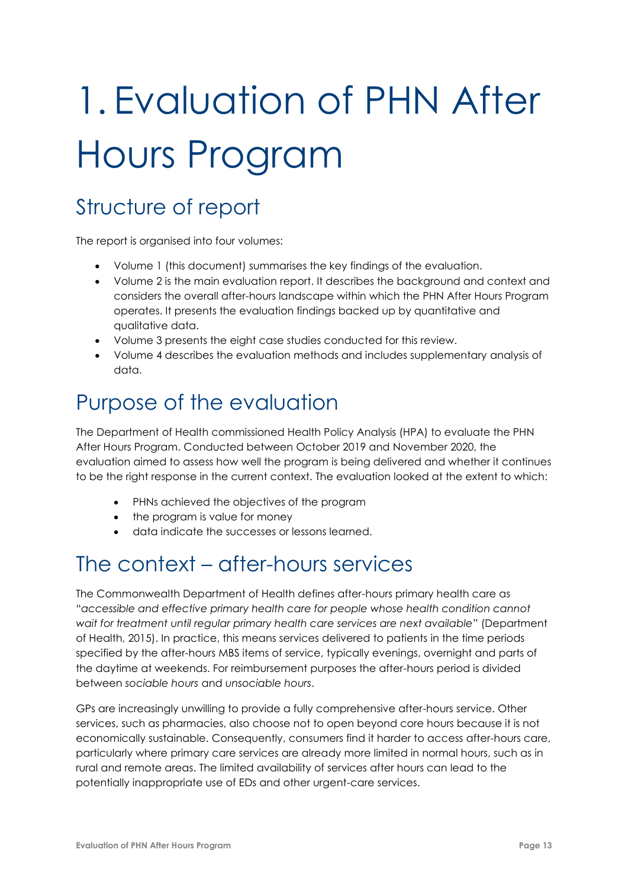# 1. Evaluation of PHN After Hours Program

## Structure of report

The report is organised into four volumes:

- Volume 1 (this document) summarises the key findings of the evaluation.
- Volume 2 is the main evaluation report. It describes the background and context and considers the overall after-hours landscape within which the PHN After Hours Program operates. It presents the evaluation findings backed up by quantitative and qualitative data.
- Volume 3 presents the eight case studies conducted for this review.
- Volume 4 describes the evaluation methods and includes supplementary analysis of data.

## Purpose of the evaluation

The Department of Health commissioned Health Policy Analysis (HPA) to evaluate the PHN After Hours Program. Conducted between October 2019 and November 2020, the evaluation aimed to assess how well the program is being delivered and whether it continues to be the right response in the current context. The evaluation looked at the extent to which:

- PHNs achieved the objectives of the program
- the program is value for money
- data indicate the successes or lessons learned.

## The context – after-hours services

The Commonwealth Department of Health defines after-hours primary health care as "*accessible and effective primary health care for people whose health condition cannot wait for treatment until regular primary health care services are next available*" (Department of Health, 2015). In practice, this means services delivered to patients in the time periods specified by the after-hours MBS items of service, typically evenings, overnight and parts of the daytime at weekends. For reimbursement purposes the after-hours period is divided between *sociable hours* and *unsociable hours*.

GPs are increasingly unwilling to provide a fully comprehensive after-hours service. Other services, such as pharmacies, also choose not to open beyond core hours because it is not economically sustainable. Consequently, consumers find it harder to access after-hours care, particularly where primary care services are already more limited in normal hours, such as in rural and remote areas. The limited availability of services after hours can lead to the potentially inappropriate use of EDs and other urgent-care services.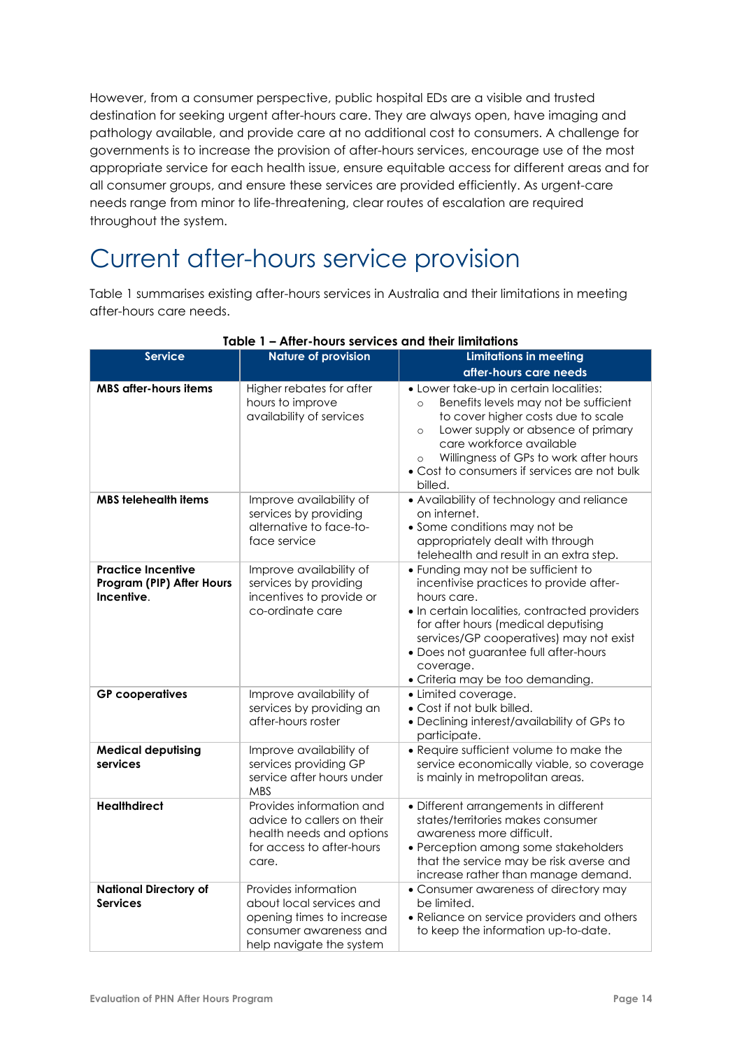However, from a consumer perspective, public hospital EDs are a visible and trusted destination for seeking urgent after-hours care. They are always open, have imaging and pathology available, and provide care at no additional cost to consumers. A challenge for governments is to increase the provision of after-hours services, encourage use of the most appropriate service for each health issue, ensure equitable access for different areas and for all consumer groups, and ensure these services are provided efficiently. As urgent-care needs range from minor to life-threatening, clear routes of escalation are required throughout the system.

# Current after-hours service provision

Table 1 summarises existing after-hours services in Australia and their limitations in meeting after-hours care needs.

**Table 1 – After-hours services and their limitations**

| Service | Nature of provision | Limitations in meeting after-hours care needs |
|---|---|---|
| **MBS after-hours items** | Higher rebates for after hours to improve availability of services | • Lower take-up in certain localities:<br>○ Benefits levels may not be sufficient to cover higher costs due to scale<br>○ Lower supply or absence of primary care workforce available<br>○ Willingness of GPs to work after hours<br>• Cost to consumers if services are not bulk billed. |
| **MBS telehealth items** | Improve availability of services by providing alternative to face-to-face service | • Availability of technology and reliance on internet.<br>• Some conditions may not be appropriately dealt with through telehealth and result in an extra step. |
| **Practice Incentive Program (PIP) After Hours Incentive**. | Improve availability of services by providing incentives to provide or co-ordinate care | • Funding may not be sufficient to incentivise practices to provide after-hours care.<br>• In certain localities, contracted providers for after hours (medical deputising services/GP cooperatives) may not exist<br>• Does not guarantee full after-hours coverage.<br>• Criteria may be too demanding. |
| **GP cooperatives** | Improve availability of services by providing an after-hours roster | • Limited coverage.<br>• Cost if not bulk billed.<br>• Declining interest/availability of GPs to participate. |
| **Medical deputising services** | Improve availability of services providing GP service after hours under MBS | • Require sufficient volume to make the service economically viable, so coverage is mainly in metropolitan areas. |
| **Healthdirect** | Provides information and advice to callers on their health needs and options for access to after-hours care. | • Different arrangements in different states/territories makes consumer awareness more difficult.<br>• Perception among some stakeholders that the service may be risk averse and increase rather than manage demand. |
| **National Directory of Services** | Provides information about local services and opening times to increase consumer awareness and help navigate the system | • Consumer awareness of directory may be limited.<br>• Reliance on service providers and others to keep the information up-to-date. |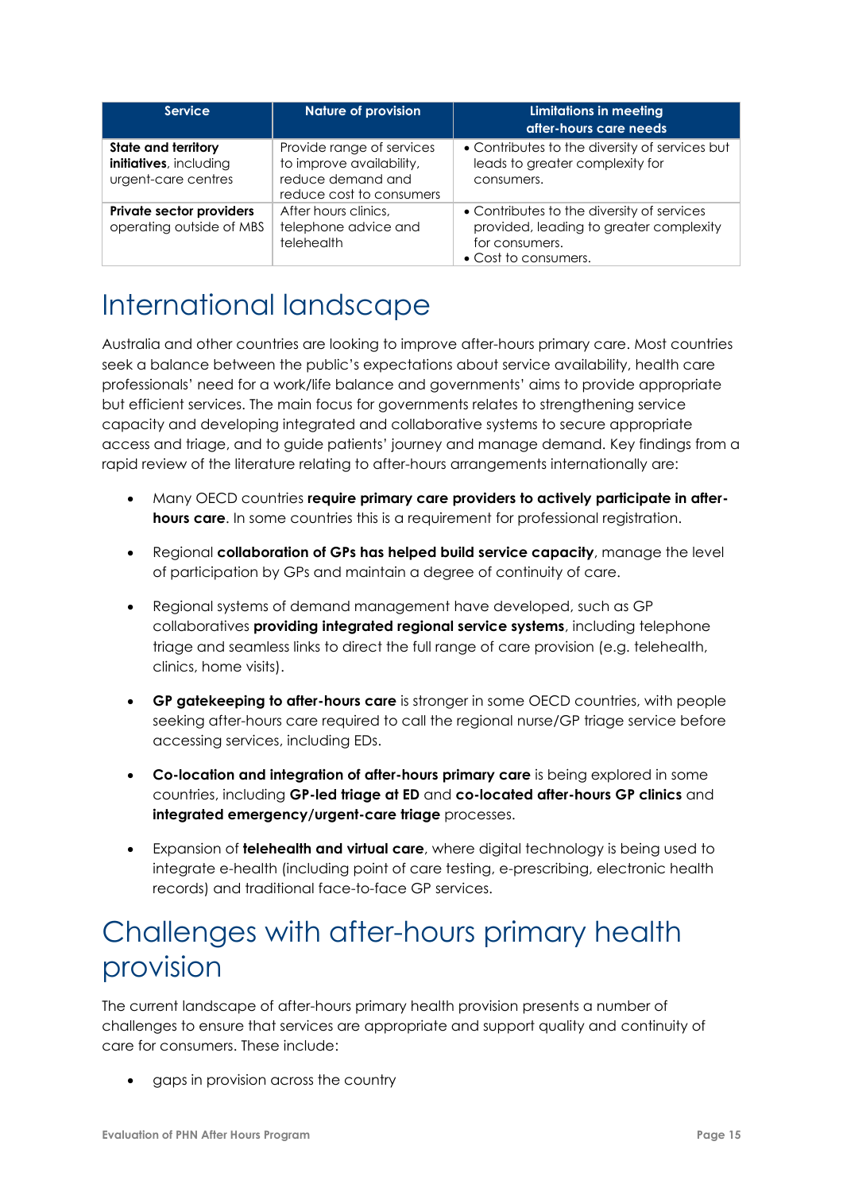| Service | Nature of provision | Limitations in meeting after-hours care needs |
| --- | --- | --- |
| **State and territory initiatives**, including urgent-care centres | Provide range of services to improve availability, reduce demand and reduce cost to consumers | • Contributes to the diversity of services but leads to greater complexity for consumers. |
| **Private sector providers** operating outside of MBS | After hours clinics, telephone advice and telehealth | • Contributes to the diversity of services provided, leading to greater complexity for consumers.<br>• Cost to consumers. |

# International landscape

Australia and other countries are looking to improve after-hours primary care. Most countries seek a balance between the public's expectations about service availability, health care professionals' need for a work/life balance and governments' aims to provide appropriate but efficient services. The main focus for governments relates to strengthening service capacity and developing integrated and collaborative systems to secure appropriate access and triage, and to guide patients' journey and manage demand. Key findings from a rapid review of the literature relating to after-hours arrangements internationally are:

- Many OECD countries **require primary care providers to actively participate in after-hours care**. In some countries this is a requirement for professional registration.
- Regional **collaboration of GPs has helped build service capacity**, manage the level of participation by GPs and maintain a degree of continuity of care.
- Regional systems of demand management have developed, such as GP collaboratives **providing integrated regional service systems**, including telephone triage and seamless links to direct the full range of care provision (e.g. telehealth, clinics, home visits).
- **GP gatekeeping to after-hours care** is stronger in some OECD countries, with people seeking after-hours care required to call the regional nurse/GP triage service before accessing services, including EDs.
- **Co-location and integration of after-hours primary care** is being explored in some countries, including **GP-led triage at ED** and **co-located after-hours GP clinics** and **integrated emergency/urgent-care triage** processes.
- Expansion of **telehealth and virtual care**, where digital technology is being used to integrate e-health (including point of care testing, e-prescribing, electronic health records) and traditional face-to-face GP services.

# Challenges with after-hours primary health provision

The current landscape of after-hours primary health provision presents a number of challenges to ensure that services are appropriate and support quality and continuity of care for consumers. These include:

- gaps in provision across the country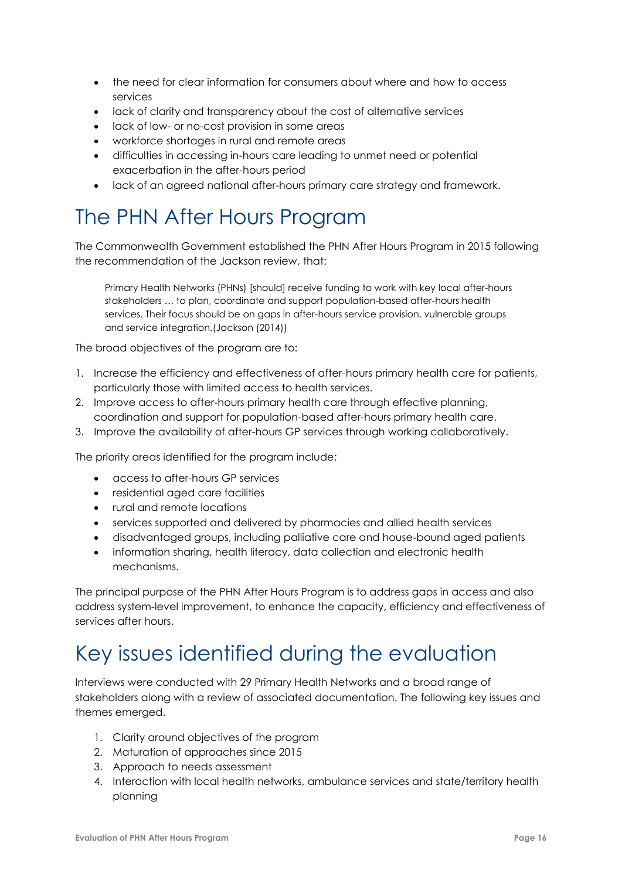- the need for clear information for consumers about where and how to access services
- lack of clarity and transparency about the cost of alternative services
- lack of low- or no-cost provision in some areas
- workforce shortages in rural and remote areas
- difficulties in accessing in-hours care leading to unmet need or potential exacerbation in the after-hours period
- lack of an agreed national after-hours primary care strategy and framework.

# The PHN After Hours Program

The Commonwealth Government established the PHN After Hours Program in 2015 following the recommendation of the Jackson review, that:

> Primary Health Networks (PHNs) [should] receive funding to work with key local after-hours stakeholders … to plan, coordinate and support population-based after-hours health services. Their focus should be on gaps in after-hours service provision, vulnerable groups and service integration.(Jackson (2014))

The broad objectives of the program are to:

1. Increase the efficiency and effectiveness of after-hours primary health care for patients, particularly those with limited access to health services.
2. Improve access to after-hours primary health care through effective planning, coordination and support for population-based after-hours primary health care.
3. Improve the availability of after-hours GP services through working collaboratively.

The priority areas identified for the program include:

- access to after-hours GP services
- residential aged care facilities
- rural and remote locations
- services supported and delivered by pharmacies and allied health services
- disadvantaged groups, including palliative care and house-bound aged patients
- information sharing, health literacy, data collection and electronic health mechanisms.

The principal purpose of the PHN After Hours Program is to address gaps in access and also address system-level improvement, to enhance the capacity, efficiency and effectiveness of services after hours.

# Key issues identified during the evaluation

Interviews were conducted with 29 Primary Health Networks and a broad range of stakeholders along with a review of associated documentation. The following key issues and themes emerged.

1. Clarity around objectives of the program
2. Maturation of approaches since 2015
3. Approach to needs assessment
4. Interaction with local health networks, ambulance services and state/territory health planning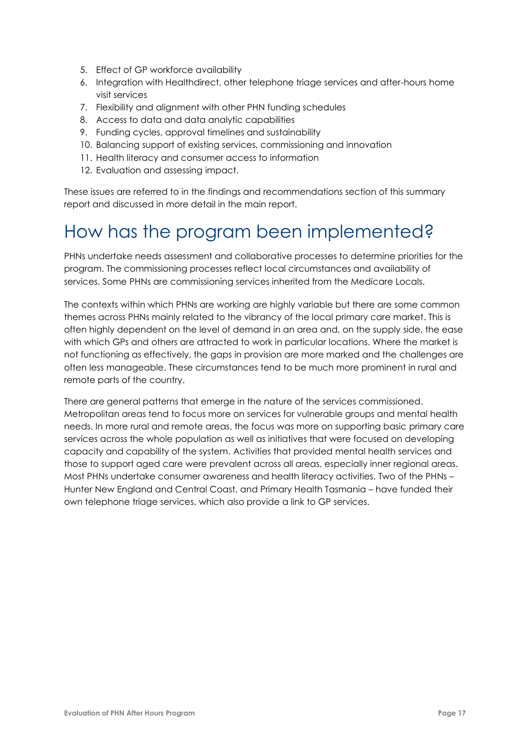5. Effect of GP workforce availability
6. Integration with Healthdirect, other telephone triage services and after-hours home visit services
7. Flexibility and alignment with other PHN funding schedules
8. Access to data and data analytic capabilities
9. Funding cycles, approval timelines and sustainability
10. Balancing support of existing services, commissioning and innovation
11. Health literacy and consumer access to information
12. Evaluation and assessing impact.

These issues are referred to in the findings and recommendations section of this summary report and discussed in more detail in the main report.

# How has the program been implemented?

PHNs undertake needs assessment and collaborative processes to determine priorities for the program. The commissioning processes reflect local circumstances and availability of services. Some PHNs are commissioning services inherited from the Medicare Locals.

The contexts within which PHNs are working are highly variable but there are some common themes across PHNs mainly related to the vibrancy of the local primary care market. This is often highly dependent on the level of demand in an area and, on the supply side, the ease with which GPs and others are attracted to work in particular locations. Where the market is not functioning as effectively, the gaps in provision are more marked and the challenges are often less manageable. These circumstances tend to be much more prominent in rural and remote parts of the country.

There are general patterns that emerge in the nature of the services commissioned. Metropolitan areas tend to focus more on services for vulnerable groups and mental health needs. In more rural and remote areas, the focus was more on supporting basic primary care services across the whole population as well as initiatives that were focused on developing capacity and capability of the system. Activities that provided mental health services and those to support aged care were prevalent across all areas, especially inner regional areas. Most PHNs undertake consumer awareness and health literacy activities. Two of the PHNs – Hunter New England and Central Coast, and Primary Health Tasmania – have funded their own telephone triage services, which also provide a link to GP services.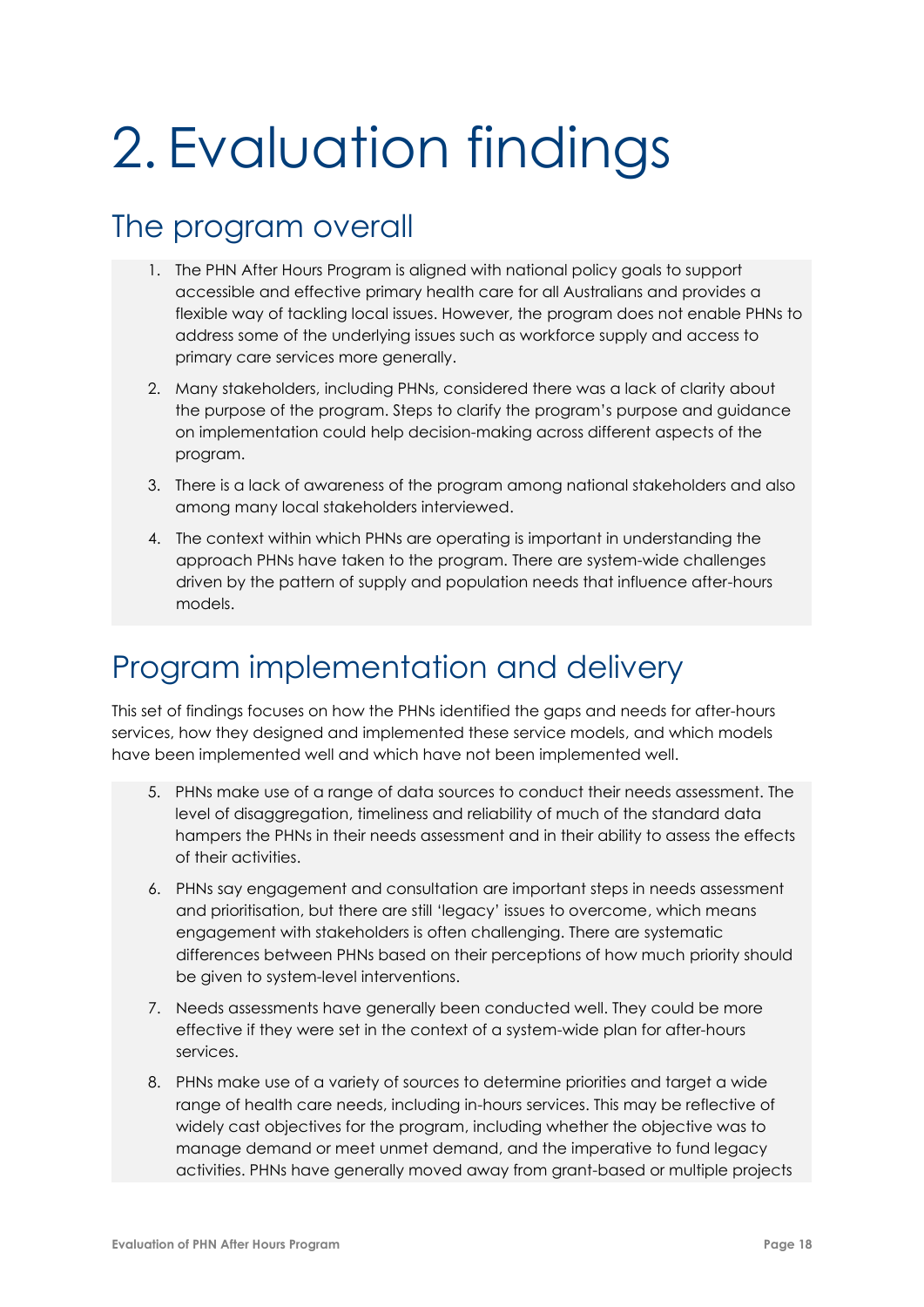# 2. Evaluation findings

## The program overall

1. The PHN After Hours Program is aligned with national policy goals to support accessible and effective primary health care for all Australians and provides a flexible way of tackling local issues. However, the program does not enable PHNs to address some of the underlying issues such as workforce supply and access to primary care services more generally.
2. Many stakeholders, including PHNs, considered there was a lack of clarity about the purpose of the program. Steps to clarify the program's purpose and guidance on implementation could help decision-making across different aspects of the program.
3. There is a lack of awareness of the program among national stakeholders and also among many local stakeholders interviewed.
4. The context within which PHNs are operating is important in understanding the approach PHNs have taken to the program. There are system-wide challenges driven by the pattern of supply and population needs that influence after-hours models.

## Program implementation and delivery

This set of findings focuses on how the PHNs identified the gaps and needs for after-hours services, how they designed and implemented these service models, and which models have been implemented well and which have not been implemented well.

5. PHNs make use of a range of data sources to conduct their needs assessment. The level of disaggregation, timeliness and reliability of much of the standard data hampers the PHNs in their needs assessment and in their ability to assess the effects of their activities.
6. PHNs say engagement and consultation are important steps in needs assessment and prioritisation, but there are still 'legacy' issues to overcome, which means engagement with stakeholders is often challenging. There are systematic differences between PHNs based on their perceptions of how much priority should be given to system-level interventions.
7. Needs assessments have generally been conducted well. They could be more effective if they were set in the context of a system-wide plan for after-hours services.
8. PHNs make use of a variety of sources to determine priorities and target a wide range of health care needs, including in-hours services. This may be reflective of widely cast objectives for the program, including whether the objective was to manage demand or meet unmet demand, and the imperative to fund legacy activities. PHNs have generally moved away from grant-based or multiple projects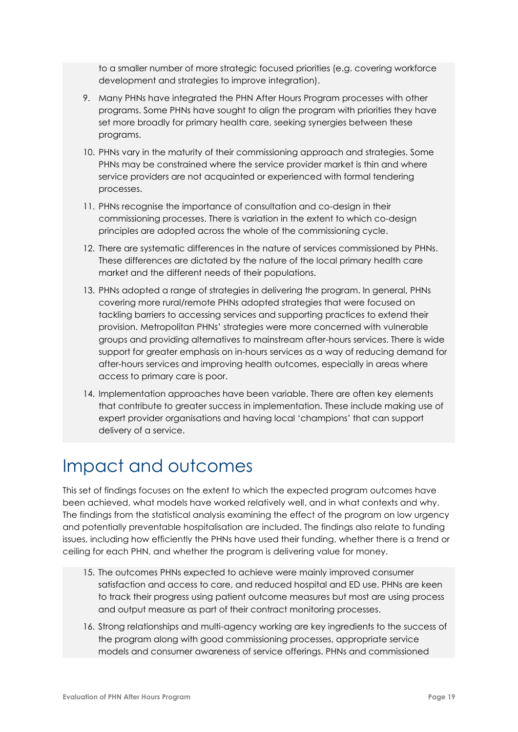to a smaller number of more strategic focused priorities (e.g. covering workforce development and strategies to improve integration).

9. Many PHNs have integrated the PHN After Hours Program processes with other programs. Some PHNs have sought to align the program with priorities they have set more broadly for primary health care, seeking synergies between these programs.
10. PHNs vary in the maturity of their commissioning approach and strategies. Some PHNs may be constrained where the service provider market is thin and where service providers are not acquainted or experienced with formal tendering processes.
11. PHNs recognise the importance of consultation and co-design in their commissioning processes. There is variation in the extent to which co-design principles are adopted across the whole of the commissioning cycle.
12. There are systematic differences in the nature of services commissioned by PHNs. These differences are dictated by the nature of the local primary health care market and the different needs of their populations.
13. PHNs adopted a range of strategies in delivering the program. In general, PHNs covering more rural/remote PHNs adopted strategies that were focused on tackling barriers to accessing services and supporting practices to extend their provision. Metropolitan PHNs' strategies were more concerned with vulnerable groups and providing alternatives to mainstream after-hours services. There is wide support for greater emphasis on in-hours services as a way of reducing demand for after-hours services and improving health outcomes, especially in areas where access to primary care is poor.
14. Implementation approaches have been variable. There are often key elements that contribute to greater success in implementation. These include making use of expert provider organisations and having local 'champions' that can support delivery of a service.

# Impact and outcomes

This set of findings focuses on the extent to which the expected program outcomes have been achieved, what models have worked relatively well, and in what contexts and why. The findings from the statistical analysis examining the effect of the program on low urgency and potentially preventable hospitalisation are included. The findings also relate to funding issues, including how efficiently the PHNs have used their funding, whether there is a trend or ceiling for each PHN, and whether the program is delivering value for money.

15. The outcomes PHNs expected to achieve were mainly improved consumer satisfaction and access to care, and reduced hospital and ED use. PHNs are keen to track their progress using patient outcome measures but most are using process and output measure as part of their contract monitoring processes.
16. Strong relationships and multi-agency working are key ingredients to the success of the program along with good commissioning processes, appropriate service models and consumer awareness of service offerings. PHNs and commissioned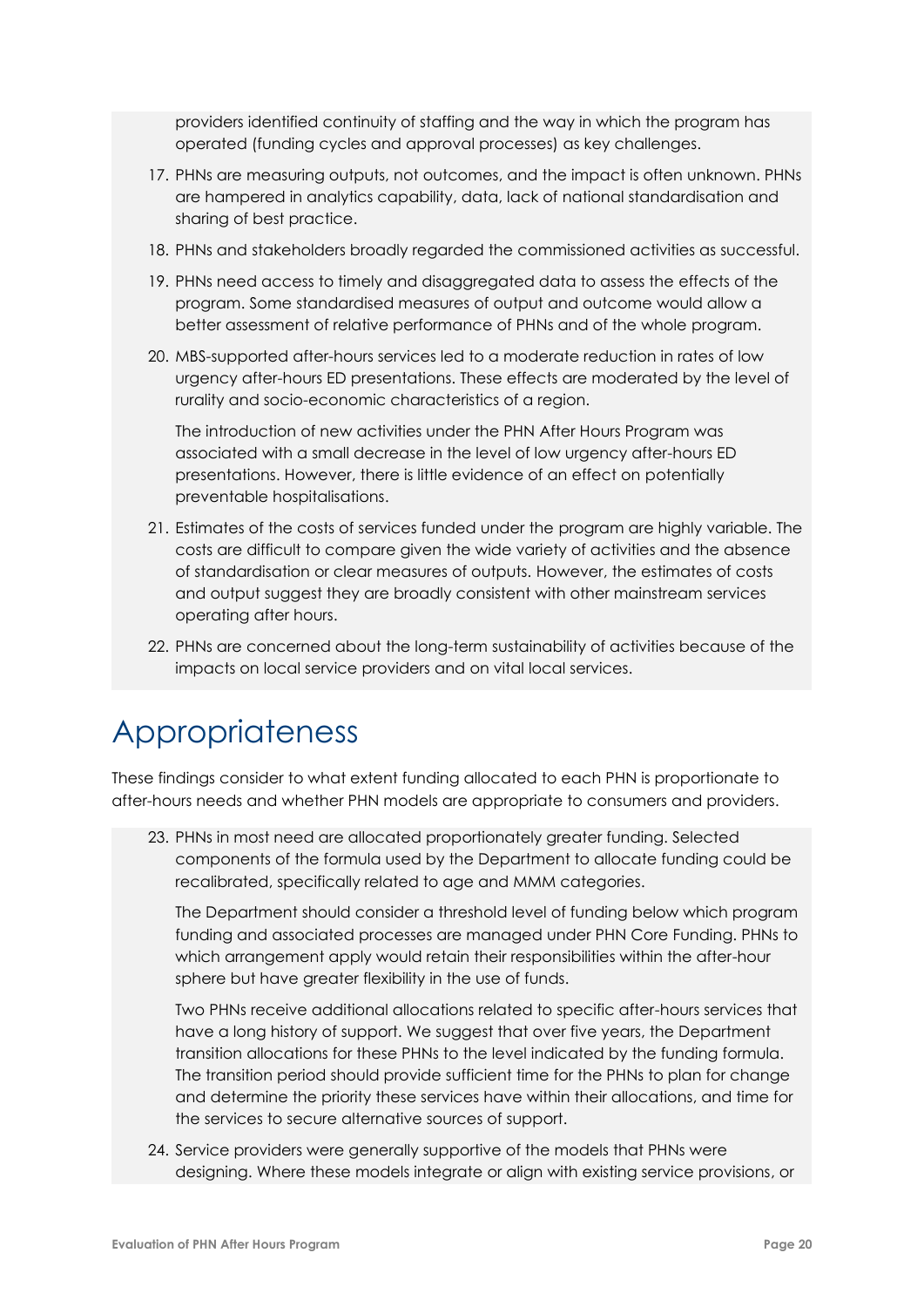providers identified continuity of staffing and the way in which the program has operated (funding cycles and approval processes) as key challenges.

17. PHNs are measuring outputs, not outcomes, and the impact is often unknown. PHNs are hampered in analytics capability, data, lack of national standardisation and sharing of best practice.
18. PHNs and stakeholders broadly regarded the commissioned activities as successful.
19. PHNs need access to timely and disaggregated data to assess the effects of the program. Some standardised measures of output and outcome would allow a better assessment of relative performance of PHNs and of the whole program.
20. MBS-supported after-hours services led to a moderate reduction in rates of low urgency after-hours ED presentations. These effects are moderated by the level of rurality and socio-economic characteristics of a region.

    The introduction of new activities under the PHN After Hours Program was associated with a small decrease in the level of low urgency after-hours ED presentations. However, there is little evidence of an effect on potentially preventable hospitalisations.
21. Estimates of the costs of services funded under the program are highly variable. The costs are difficult to compare given the wide variety of activities and the absence of standardisation or clear measures of outputs. However, the estimates of costs and output suggest they are broadly consistent with other mainstream services operating after hours.
22. PHNs are concerned about the long-term sustainability of activities because of the impacts on local service providers and on vital local services.

# Appropriateness

These findings consider to what extent funding allocated to each PHN is proportionate to after-hours needs and whether PHN models are appropriate to consumers and providers.

23. PHNs in most need are allocated proportionately greater funding. Selected components of the formula used by the Department to allocate funding could be recalibrated, specifically related to age and MMM categories.

    The Department should consider a threshold level of funding below which program funding and associated processes are managed under PHN Core Funding. PHNs to which arrangement apply would retain their responsibilities within the after-hour sphere but have greater flexibility in the use of funds.

    Two PHNs receive additional allocations related to specific after-hours services that have a long history of support. We suggest that over five years, the Department transition allocations for these PHNs to the level indicated by the funding formula. The transition period should provide sufficient time for the PHNs to plan for change and determine the priority these services have within their allocations, and time for the services to secure alternative sources of support.
24. Service providers were generally supportive of the models that PHNs were designing. Where these models integrate or align with existing service provisions, or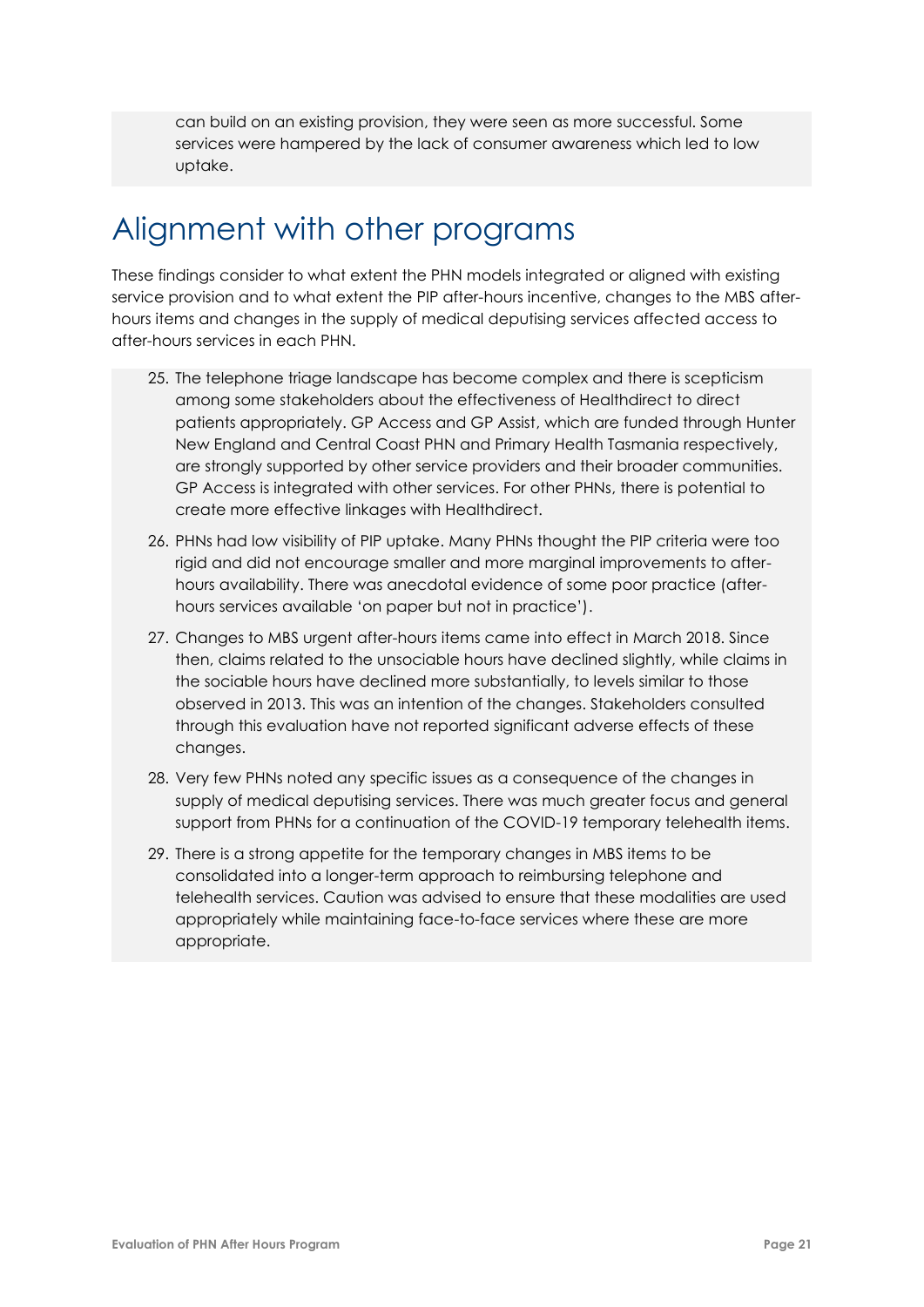can build on an existing provision, they were seen as more successful. Some services were hampered by the lack of consumer awareness which led to low uptake.

# Alignment with other programs

These findings consider to what extent the PHN models integrated or aligned with existing service provision and to what extent the PIP after-hours incentive, changes to the MBS after-hours items and changes in the supply of medical deputising services affected access to after-hours services in each PHN.

25. The telephone triage landscape has become complex and there is scepticism among some stakeholders about the effectiveness of Healthdirect to direct patients appropriately. GP Access and GP Assist, which are funded through Hunter New England and Central Coast PHN and Primary Health Tasmania respectively, are strongly supported by other service providers and their broader communities. GP Access is integrated with other services. For other PHNs, there is potential to create more effective linkages with Healthdirect.
26. PHNs had low visibility of PIP uptake. Many PHNs thought the PIP criteria were too rigid and did not encourage smaller and more marginal improvements to after-hours availability. There was anecdotal evidence of some poor practice (after-hours services available 'on paper but not in practice').
27. Changes to MBS urgent after-hours items came into effect in March 2018. Since then, claims related to the unsociable hours have declined slightly, while claims in the sociable hours have declined more substantially, to levels similar to those observed in 2013. This was an intention of the changes. Stakeholders consulted through this evaluation have not reported significant adverse effects of these changes.
28. Very few PHNs noted any specific issues as a consequence of the changes in supply of medical deputising services. There was much greater focus and general support from PHNs for a continuation of the COVID-19 temporary telehealth items.
29. There is a strong appetite for the temporary changes in MBS items to be consolidated into a longer-term approach to reimbursing telephone and telehealth services. Caution was advised to ensure that these modalities are used appropriately while maintaining face-to-face services where these are more appropriate.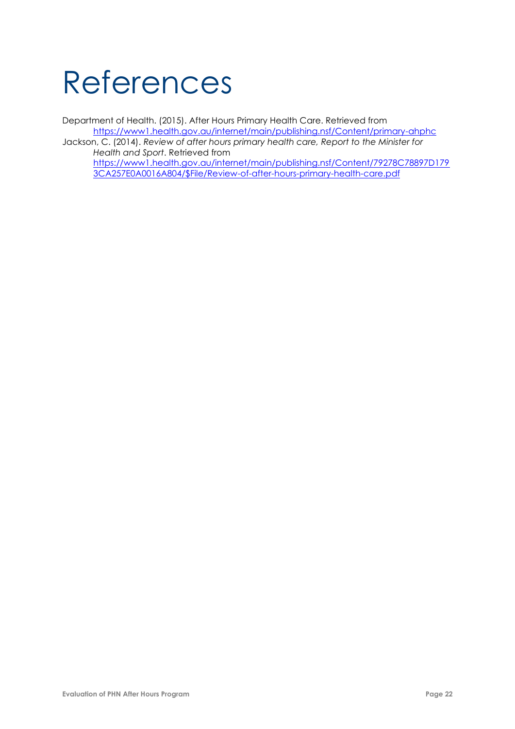# References

Department of Health. (2015). After Hours Primary Health Care. Retrieved from https://www1.health.gov.au/internet/main/publishing.nsf/Content/primary-ahphc

Jackson, C. (2014). *Review of after hours primary health care, Report to the Minister for Health and Sport*. Retrieved from https://www1.health.gov.au/internet/main/publishing.nsf/Content/79278C78897D1793CA257E0A0016A804/$File/Review-of-after-hours-primary-health-care.pdf